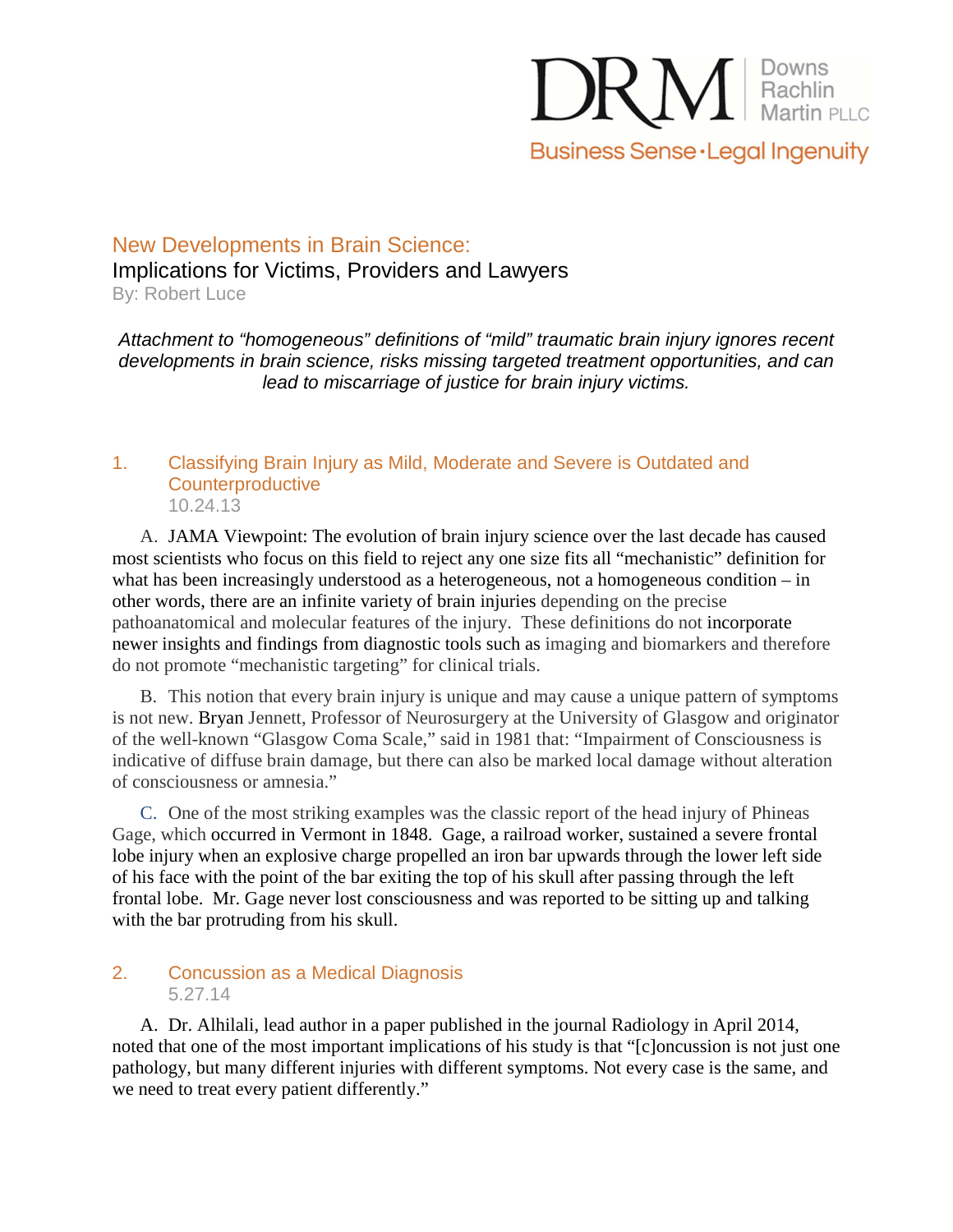DRM Downs Rachlin Martin PLLC

Business Sense·Legal Ingenuity

# New Development in Brain Science:

## Implications for Victims, Providers and Lawyers

By: Robert Luce

*Attachment to "homogeneous" definitions of "mild" traumatic brain injury ignores recent developments in brain science, risks missing targeted treatment opportunities, and can lead to miscarriage of justice for brain injury victims.*

### 1. Classifying Brain Injury as Mild, Moderate and Severe is Outdated and Counterproductive

10.24.13

A. JAMA Viewpoint: The evolution of brain injury science over the last decade has caused most scientists who focus on this field to reject any one size fits all "mechanistic" definition for what has been increasingly understood as a heterogeneous, not a homogeneous condition – in other words, there are an infinite variety of brain injuries depending on the precise pathoanatomical and molecular features of the injury. These definitions do not incorporate newer insights and findings from diagnostic tools such as imaging and biomarkers and therefore do not promote "mechanistic targeting" for clinical trials.

B. This notion that every brain injury is unique and may cause a unique pattern of symptoms is not new. Bryan Jennett, Professor of Neurosurgery at the University of Glasgow and originator of the well-known "Glasgow Coma Scale," said in 1981 that: "Impairment of Consciousness is indicative of diffuse brain damage, but there can also be marked local damage without alteration of consciousness or amnesia."

C. One of the most striking examples was the classic report of the head injury of Phineas Gage, which occurred in Vermont in 1848. Gage, a railroad worker, sustained a severe frontal lobe injury when an explosive charge propelled an iron bar upwards through the lower left side of his face with the point of the bar exiting the top of his skull after passing through the left frontal lobe. Mr. Gage never lost consciousness and was reported to be sitting up and talking with the bar protruding from his skull.

### 2. Concussion as a Medical Diagnosis

5.27.14

A. Dr. Alhilali, lead author in a paper published in the journal Radiology in April 2014, noted that one of the most important implications of his study is that "[c]oncussion is not just one pathology, but many different injuries with different symptoms. Not every case is the same, and we need to treat every patient differently."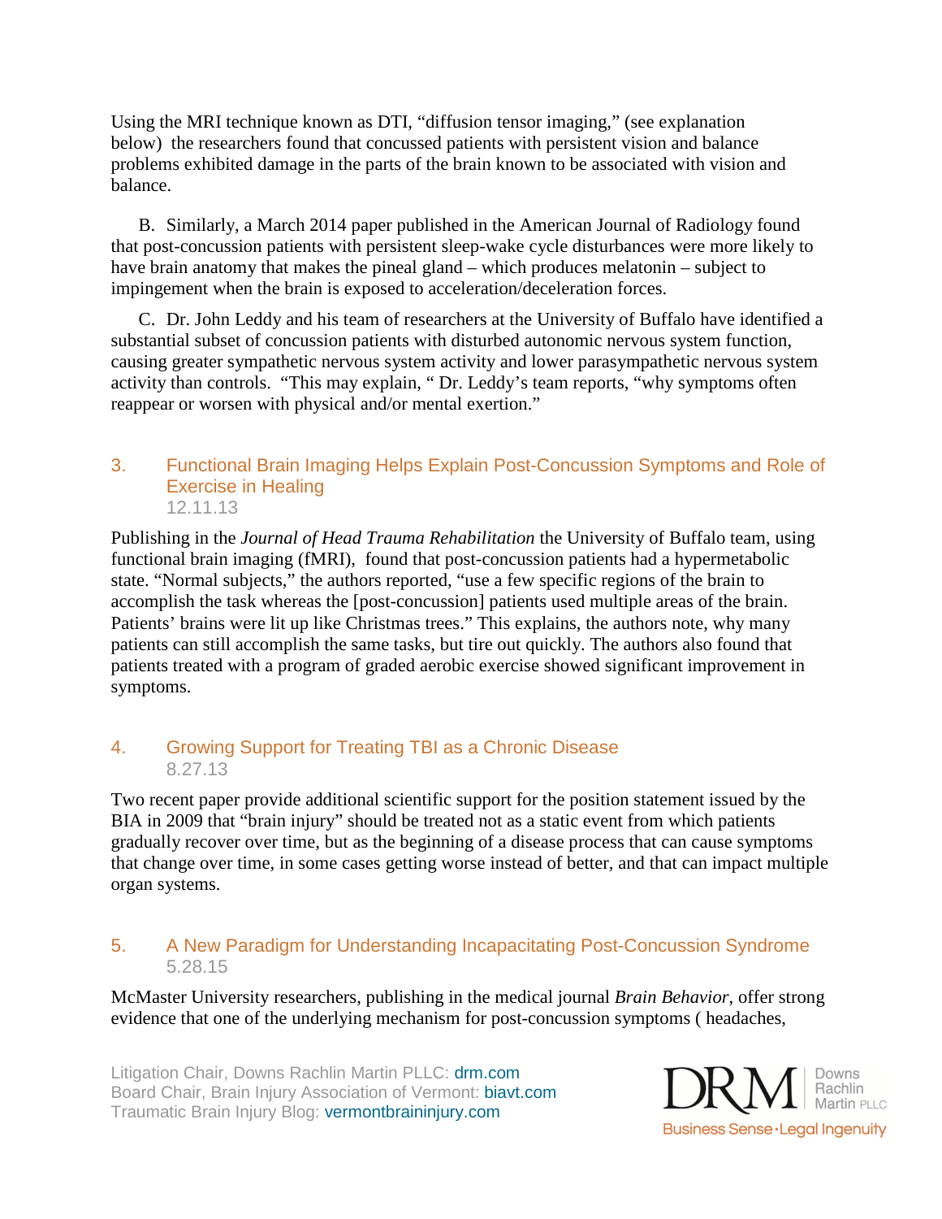Using the MRI technique known as DTI, "diffusion tensor imaging," (see explanation below) the researchers found that concussed patients with persistent vision and balance problems exhibited damage in the parts of the brain known to be associated with vision and balance.

B. Similarly, a March 2014 paper published in the American Journal of Radiology found that post-concussion patients with persistent sleep-wake cycle disturbances were more likely to have brain anatomy that makes the pineal gland – which produces melatonin – subject to impingement when the brain is exposed to acceleration/deceleration forces.

C. Dr. John Leddy and his team of researchers at the University of Buffalo have identified a substantial subset of concussion patients with disturbed autonomic nervous system function, causing greater sympathetic nervous system activity and lower parasympathetic nervous system activity than controls. "This may explain, " Dr. Leddy's team reports, "why symptoms often reappear or worsen with physical and/or mental exertion."

## 3. Functional Brain Imaging Helps Explain Post-Concussion Symptoms and Role of Exercise in Healing

12.11.13

Publishing in the *Journal of Head Trauma Rehabilitation* the University of Buffalo team, using functional brain imaging (fMRI), found that post-concussion patients had a hypermetabolic state. "Normal subjects," the authors reported, "use a few specific regions of the brain to accomplish the task whereas the [post-concussion] patients used multiple areas of the brain. Patients' brains were lit up like Christmas trees." This explains, the authors note, why many patients can still accomplish the same tasks, but tire out quickly. The authors also found that patients treated with a program of graded aerobic exercise showed significant improvement in symptoms.

## 4. Growing Support for Treating TBI as a Chronic Disease

8.27.13

Two recent paper provide additional scientific support for the position statement issued by the BIA in 2009 that "brain injury" should be treated not as a static event from which patients gradually recover over time, but as the beginning of a disease process that can cause symptoms that change over time, in some cases getting worse instead of better, and that can impact multiple organ systems.

## 5. A New Paradigm for Understanding Incapacitating Post-Concussion Syndrome

5.28.15

McMaster University researchers, publishing in the medical journal *Brain Behavior*, offer strong evidence that one of the underlying mechanism for post-concussion symptoms ( headaches,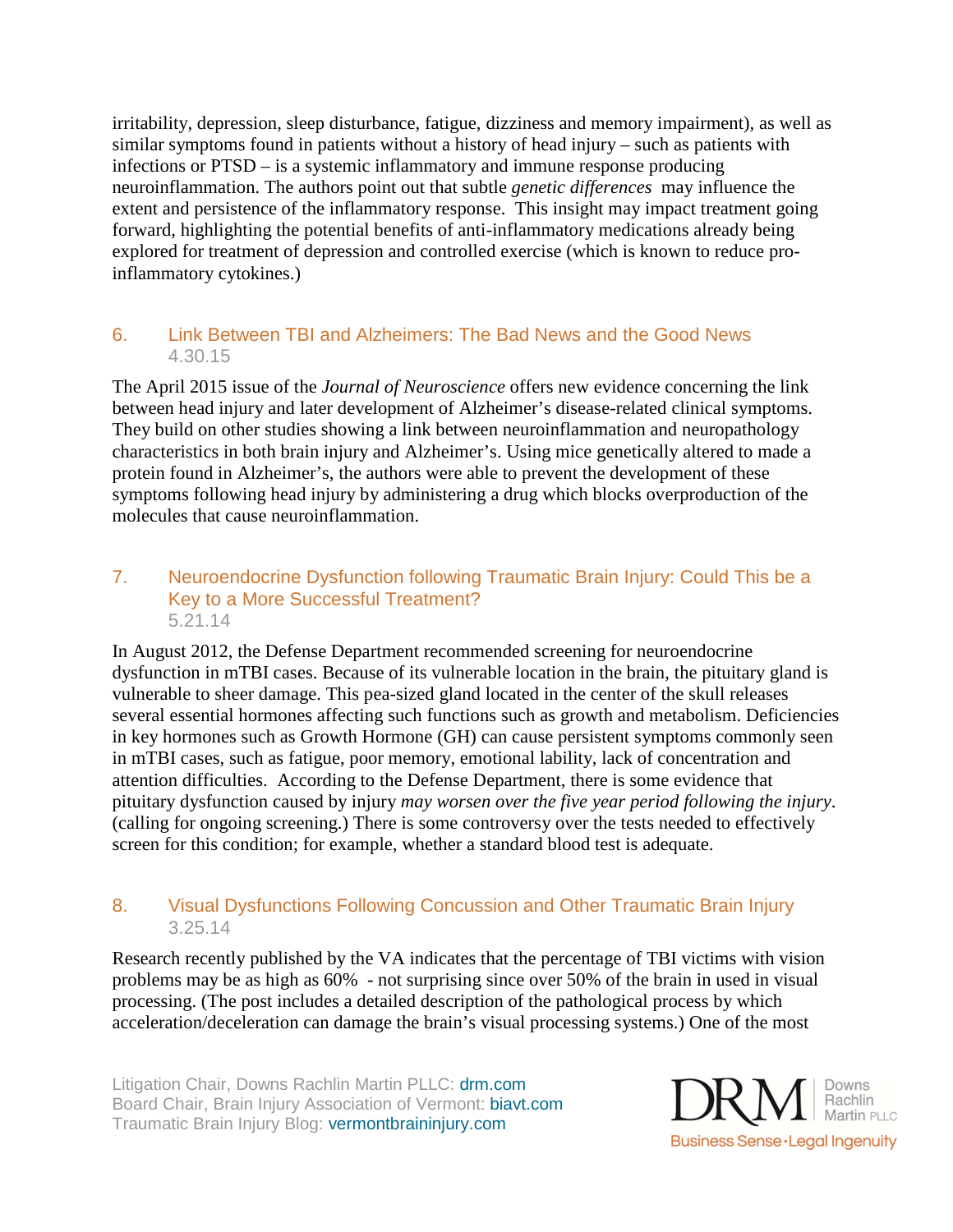irritability, depression, sleep disturbance, fatigue, dizziness and memory impairment), as well as similar symptoms found in patients without a history of head injury – such as patients with infections or PTSD – is a systemic inflammatory and immune response producing neuroinflammation. The authors point out that subtle *genetic differences* may influence the extent and persistence of the inflammatory response. This insight may impact treatment going forward, highlighting the potential benefits of anti-inflammatory medications already being explored for treatment of depression and controlled exercise (which is known to reduce pro-inflammatory cytokines.)

## 6. Link Between TBI and Alzheimers: The Bad News and the Good News

4.30.15

The April 2015 issue of the *Journal of Neuroscience* offers new evidence concerning the link between head injury and later development of Alzheimer's disease-related clinical symptoms. They build on other studies showing a link between neuroinflammation and neuropathology characteristics in both brain injury and Alzheimer's. Using mice genetically altered to made a protein found in Alzheimer's, the authors were able to prevent the development of these symptoms following head injury by administering a drug which blocks overproduction of the molecules that cause neuroinflammation.

## 7. Neuroendocrine Dysfunction following Traumatic Brain Injury: Could This be a Key to a More Successful Treatment?

5.21.14

In August 2012, the Defense Department recommended screening for neuroendocrine dysfunction in mTBI cases. Because of its vulnerable location in the brain, the pituitary gland is vulnerable to sheer damage. This pea-sized gland located in the center of the skull releases several essential hormones affecting such functions such as growth and metabolism. Deficiencies in key hormones such as Growth Hormone (GH) can cause persistent symptoms commonly seen in mTBI cases, such as fatigue, poor memory, emotional lability, lack of concentration and attention difficulties. According to the Defense Department, there is some evidence that pituitary dysfunction caused by injury *may worsen over the five year period following the injury*. (calling for ongoing screening.) There is some controversy over the tests needed to effectively screen for this condition; for example, whether a standard blood test is adequate.

## 8. Visual Dysfunctions Following Concussion and Other Traumatic Brain Injury

3.25.14

Research recently published by the VA indicates that the percentage of TBI victims with vision problems may be as high as 60% - not surprising since over 50% of the brain in used in visual processing. (The post includes a detailed description of the pathological process by which acceleration/deceleration can damage the brain's visual processing systems.) One of the most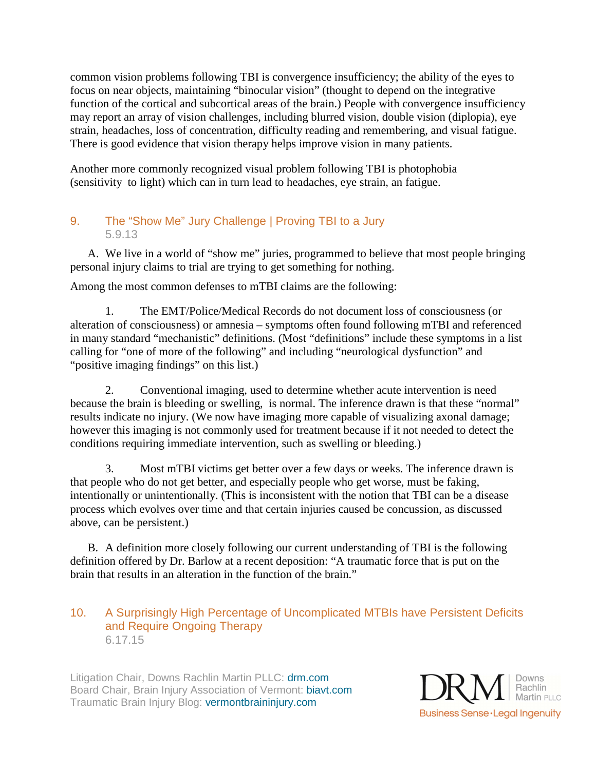common vision problems following TBI is convergence insufficiency; the ability of the eyes to focus on near objects, maintaining "binocular vision" (thought to depend on the integrative function of the cortical and subcortical areas of the brain.) People with convergence insufficiency may report an array of vision challenges, including blurred vision, double vision (diplopia), eye strain, headaches, loss of concentration, difficulty reading and remembering, and visual fatigue. There is good evidence that vision therapy helps improve vision in many patients.

Another more commonly recognized visual problem following TBI is photophobia (sensitivity to light) which can in turn lead to headaches, eye strain, an fatigue.

## 9. The "Show Me" Jury Challenge | Proving TBI to a Jury

5.9.13

A. We live in a world of "show me" juries, programmed to believe that most people bringing personal injury claims to trial are trying to get something for nothing.

Among the most common defenses to mTBI claims are the following:

1. The EMT/Police/Medical Records do not document loss of consciousness (or alteration of consciousness) or amnesia – symptoms often found following mTBI and referenced in many standard "mechanistic" definitions. (Most "definitions" include these symptoms in a list calling for "one of more of the following" and including "neurological dysfunction" and "positive imaging findings" on this list.)

2. Conventional imaging, used to determine whether acute intervention is need because the brain is bleeding or swelling, is normal. The inference drawn is that these "normal" results indicate no injury. (We now have imaging more capable of visualizing axonal damage; however this imaging is not commonly used for treatment because if it not needed to detect the conditions requiring immediate intervention, such as swelling or bleeding.)

3. Most mTBI victims get better over a few days or weeks. The inference drawn is that people who do not get better, and especially people who get worse, must be faking, intentionally or unintentionally. (This is inconsistent with the notion that TBI can be a disease process which evolves over time and that certain injuries caused be concussion, as discussed above, can be persistent.)

B. A definition more closely following our current understanding of TBI is the following definition offered by Dr. Barlow at a recent deposition: "A traumatic force that is put on the brain that results in an alteration in the function of the brain."

## 10. A Surprisingly High Percentage of Uncomplicated MTBIs have Persistent Deficits and Require Ongoing Therapy

6.17.15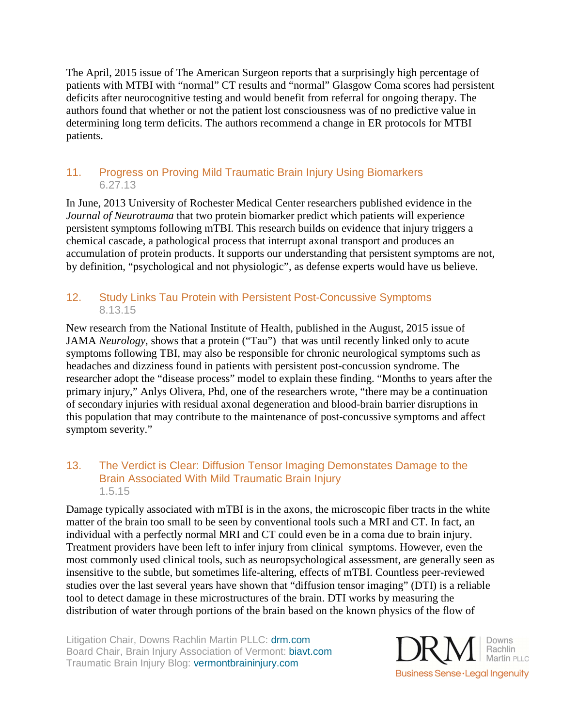The April, 2015 issue of The American Surgeon reports that a surprisingly high percentage of patients with MTBI with “normal” CT results and “normal” Glasgow Coma scores had persistent deficits after neurocognitive testing and would benefit from referral for ongoing therapy. The authors found that whether or not the patient lost consciousness was of no predictive value in determining long term deficits. The authors recommend a change in ER protocols for MTBI patients.

## 11. Progress on Proving Mild Traumatic Brain Injury Using Biomarkers

6.27.13

In June, 2013 University of Rochester Medical Center researchers published evidence in the *Journal of Neurotrauma* that two protein biomarker predict which patients will experience persistent symptoms following mTBI. This research builds on evidence that injury triggers a chemical cascade, a pathological process that interrupt axonal transport and produces an accumulation of protein products. It supports our understanding that persistent symptoms are not, by definition, “psychological and not physiologic”, as defense experts would have us believe.

## 12. Study Links Tau Protein with Persistent Post-Concussive Symptoms

8.13.15

New research from the National Institute of Health, published in the August, 2015 issue of JAMA *Neurology*, shows that a protein (“Tau”) that was until recently linked only to acute symptoms following TBI, may also be responsible for chronic neurological symptoms such as headaches and dizziness found in patients with persistent post-concussion syndrome. The researcher adopt the “disease process” model to explain these finding. “Months to years after the primary injury,” Anlys Olivera, Phd, one of the researchers wrote, “there may be a continuation of secondary injuries with residual axonal degeneration and blood-brain barrier disruptions in this population that may contribute to the maintenance of post-concussive symptoms and affect symptom severity.”

## 13. The Verdict is Clear: Diffusion Tensor Imaging Demonstates Damage to the Brain Associated With Mild Traumatic Brain Injury

1.5.15

Damage typically associated with mTBI is in the axons, the microscopic fiber tracts in the white matter of the brain too small to be seen by conventional tools such a MRI and CT. In fact, an individual with a perfectly normal MRI and CT could even be in a coma due to brain injury. Treatment providers have been left to infer injury from clinical symptoms. However, even the most commonly used clinical tools, such as neuropsychological assessment, are generally seen as insensitive to the subtle, but sometimes life-altering, effects of mTBI. Countless peer-reviewed studies over the last several years have shown that “diffusion tensor imaging” (DTI) is a reliable tool to detect damage in these microstructures of the brain. DTI works by measuring the distribution of water through portions of the brain based on the known physics of the flow of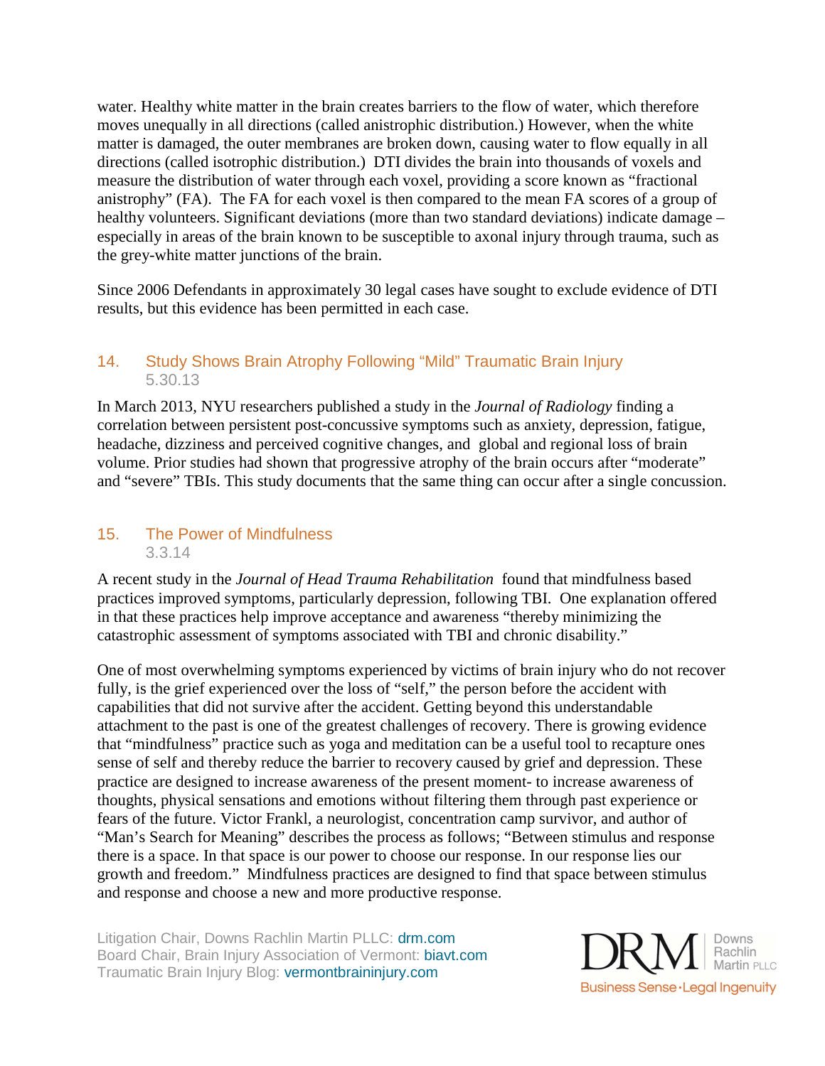water. Healthy white matter in the brain creates barriers to the flow of water, which therefore moves unequally in all directions (called anistrophic distribution.) However, when the white matter is damaged, the outer membranes are broken down, causing water to flow equally in all directions (called isotrophic distribution.) DTI divides the brain into thousands of voxels and measure the distribution of water through each voxel, providing a score known as "fractional anistrophy" (FA). The FA for each voxel is then compared to the mean FA scores of a group of healthy volunteers. Significant deviations (more than two standard deviations) indicate damage – especially in areas of the brain known to be susceptible to axonal injury through trauma, such as the grey-white matter junctions of the brain.

Since 2006 Defendants in approximately 30 legal cases have sought to exclude evidence of DTI results, but this evidence has been permitted in each case.

## 14. Study Shows Brain Atrophy Following "Mild" Traumatic Brain Injury

5.30.13

In March 2013, NYU researchers published a study in the *Journal of Radiology* finding a correlation between persistent post-concussive symptoms such as anxiety, depression, fatigue, headache, dizziness and perceived cognitive changes, and global and regional loss of brain volume. Prior studies had shown that progressive atrophy of the brain occurs after "moderate" and "severe" TBIs. This study documents that the same thing can occur after a single concussion.

## 15. The Power of Mindfulness

3.3.14

A recent study in the *Journal of Head Trauma Rehabilitation* found that mindfulness based practices improved symptoms, particularly depression, following TBI. One explanation offered in that these practices help improve acceptance and awareness "thereby minimizing the catastrophic assessment of symptoms associated with TBI and chronic disability."

One of most overwhelming symptoms experienced by victims of brain injury who do not recover fully, is the grief experienced over the loss of "self," the person before the accident with capabilities that did not survive after the accident. Getting beyond this understandable attachment to the past is one of the greatest challenges of recovery. There is growing evidence that "mindfulness" practice such as yoga and meditation can be a useful tool to recapture ones sense of self and thereby reduce the barrier to recovery caused by grief and depression. These practice are designed to increase awareness of the present moment- to increase awareness of thoughts, physical sensations and emotions without filtering them through past experience or fears of the future. Victor Frankl, a neurologist, concentration camp survivor, and author of "Man's Search for Meaning" describes the process as follows; "Between stimulus and response there is a space. In that space is our power to choose our response. In our response lies our growth and freedom." Mindfulness practices are designed to find that space between stimulus and response and choose a new and more productive response.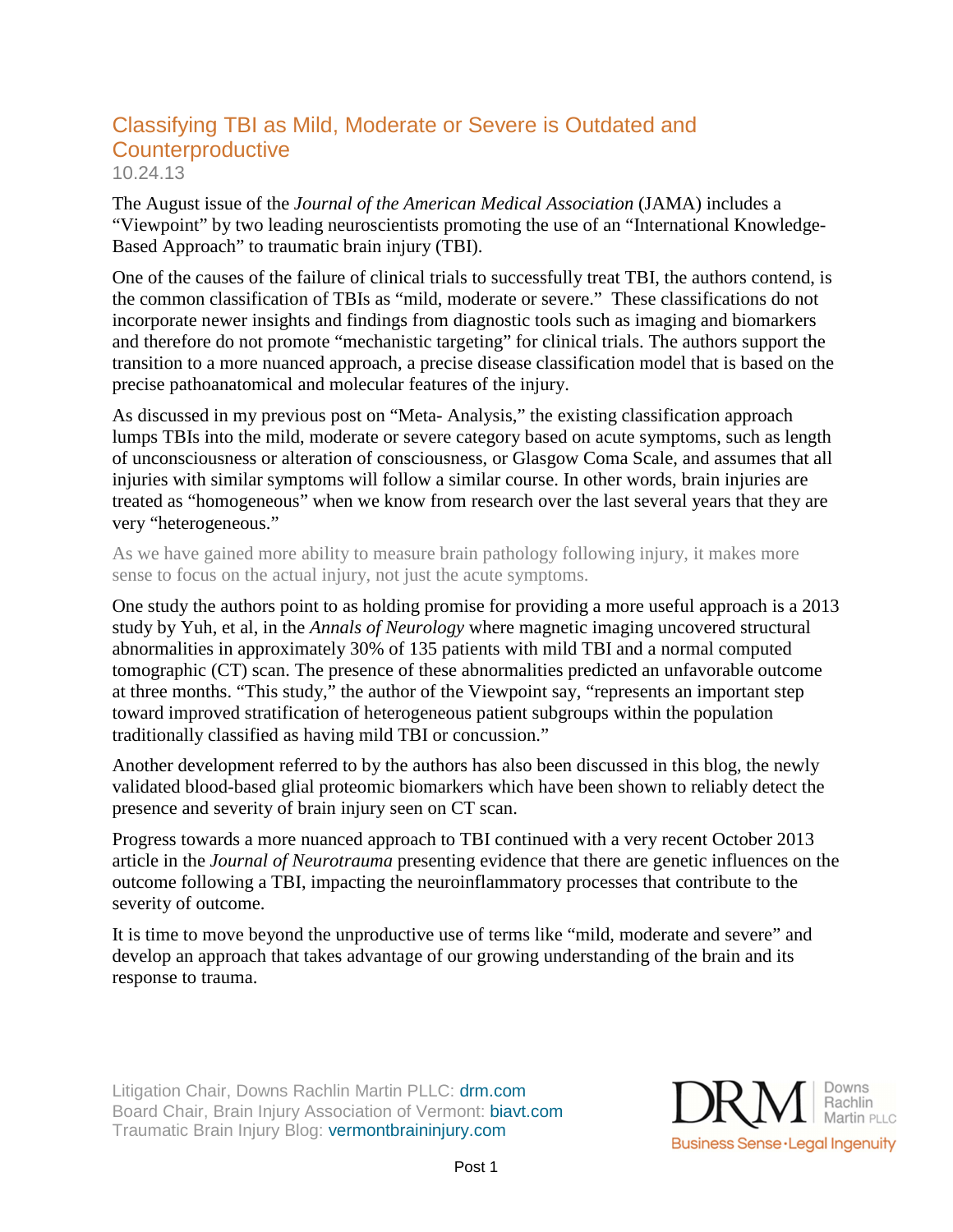# Classifying TBI as Mild, Moderate or Severe is Outdated and Counterproductive

10.24.13

The August issue of the *Journal of the American Medical Association* (JAMA) includes a "Viewpoint" by two leading neuroscientists promoting the use of an "International Knowledge-Based Approach" to traumatic brain injury (TBI).

One of the causes of the failure of clinical trials to successfully treat TBI, the authors contend, is the common classification of TBIs as "mild, moderate or severe." These classifications do not incorporate newer insights and findings from diagnostic tools such as imaging and biomarkers and therefore do not promote "mechanistic targeting" for clinical trials. The authors support the transition to a more nuanced approach, a precise disease classification model that is based on the precise pathoanatomical and molecular features of the injury.

As discussed in my previous post on "Meta- Analysis," the existing classification approach lumps TBIs into the mild, moderate or severe category based on acute symptoms, such as length of unconsciousness or alteration of consciousness, or Glasgow Coma Scale, and assumes that all injuries with similar symptoms will follow a similar course. In other words, brain injuries are treated as "homogeneous" when we know from research over the last several years that they are very "heterogeneous."

As we have gained more ability to measure brain pathology following injury, it makes more sense to focus on the actual injury, not just the acute symptoms.

One study the authors point to as holding promise for providing a more useful approach is a 2013 study by Yuh, et al, in the *Annals of Neurology* where magnetic imaging uncovered structural abnormalities in approximately 30% of 135 patients with mild TBI and a normal computed tomographic (CT) scan. The presence of these abnormalities predicted an unfavorable outcome at three months. "This study," the author of the Viewpoint say, "represents an important step toward improved stratification of heterogeneous patient subgroups within the population traditionally classified as having mild TBI or concussion."

Another development referred to by the authors has also been discussed in this blog, the newly validated blood-based glial proteomic biomarkers which have been shown to reliably detect the presence and severity of brain injury seen on CT scan.

Progress towards a more nuanced approach to TBI continued with a very recent October 2013 article in the *Journal of Neurotrauma* presenting evidence that there are genetic influences on the outcome following a TBI, impacting the neuroinflammatory processes that contribute to the severity of outcome.

It is time to move beyond the unproductive use of terms like "mild, moderate and severe" and develop an approach that takes advantage of our growing understanding of the brain and its response to trauma.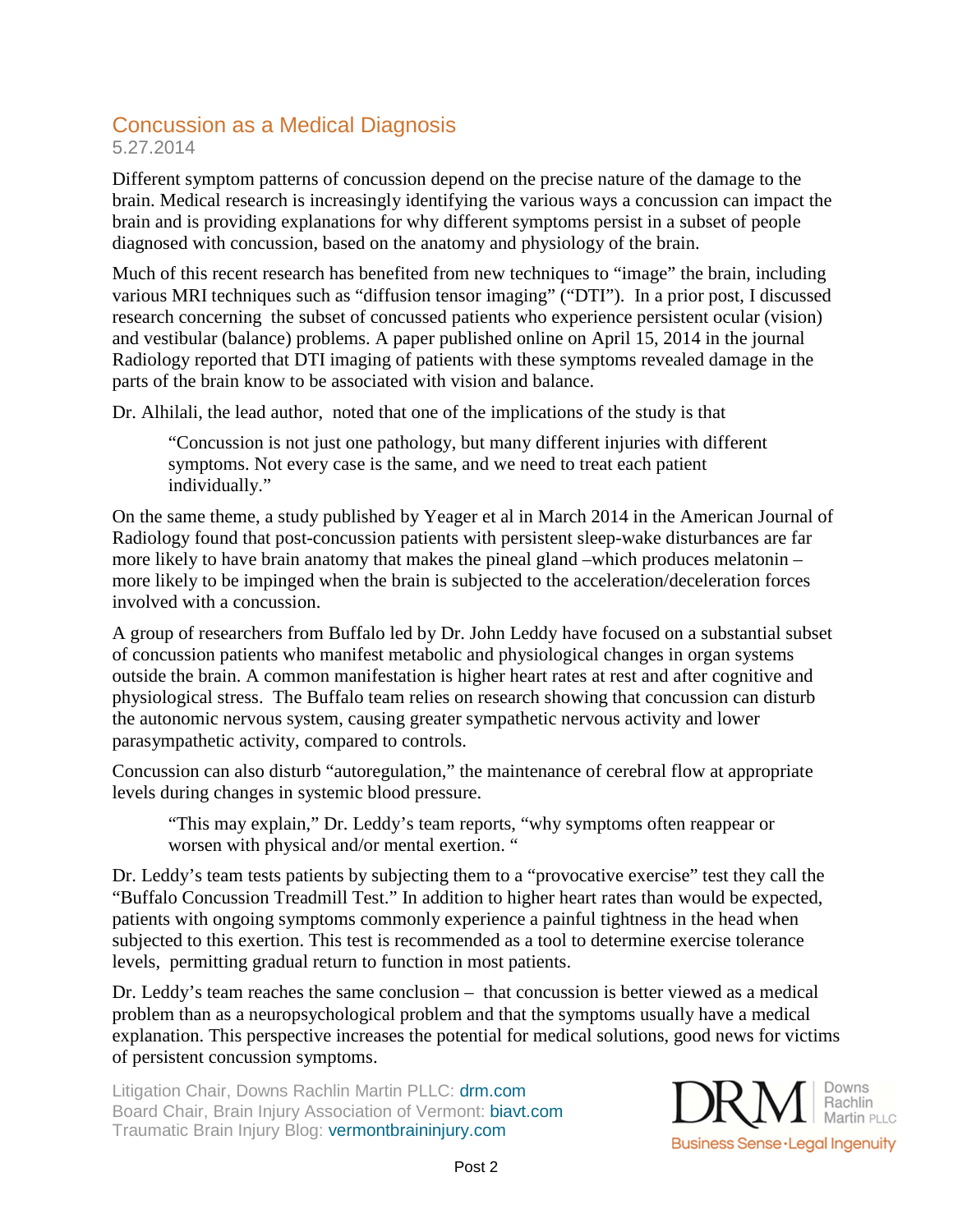# Concussion as a Medical Diagnosis

5.27.2014

Different symptom patterns of concussion depend on the precise nature of the damage to the brain. Medical research is increasingly identifying the various ways a concussion can impact the brain and is providing explanations for why different symptoms persist in a subset of people diagnosed with concussion, based on the anatomy and physiology of the brain.

Much of this recent research has benefited from new techniques to "image" the brain, including various MRI techniques such as "diffusion tensor imaging" ("DTI"). In a prior post, I discussed research concerning the subset of concussed patients who experience persistent ocular (vision) and vestibular (balance) problems. A paper published online on April 15, 2014 in the journal Radiology reported that DTI imaging of patients with these symptoms revealed damage in the parts of the brain know to be associated with vision and balance.

Dr. Alhilali, the lead author, noted that one of the implications of the study is that

> "Concussion is not just one pathology, but many different injuries with different symptoms. Not every case is the same, and we need to treat each patient individually."

On the same theme, a study published by Yeager et al in March 2014 in the American Journal of Radiology found that post-concussion patients with persistent sleep-wake disturbances are far more likely to have brain anatomy that makes the pineal gland –which produces melatonin – more likely to be impinged when the brain is subjected to the acceleration/deceleration forces involved with a concussion.

A group of researchers from Buffalo led by Dr. John Leddy have focused on a substantial subset of concussion patients who manifest metabolic and physiological changes in organ systems outside the brain. A common manifestation is higher heart rates at rest and after cognitive and physiological stress. The Buffalo team relies on research showing that concussion can disturb the autonomic nervous system, causing greater sympathetic nervous activity and lower parasympathetic activity, compared to controls.

Concussion can also disturb "autoregulation," the maintenance of cerebral flow at appropriate levels during changes in systemic blood pressure.

> "This may explain," Dr. Leddy's team reports, "why symptoms often reappear or worsen with physical and/or mental exertion. "

Dr. Leddy's team tests patients by subjecting them to a "provocative exercise" test they call the "Buffalo Concussion Treadmill Test." In addition to higher heart rates than would be expected, patients with ongoing symptoms commonly experience a painful tightness in the head when subjected to this exertion. This test is recommended as a tool to determine exercise tolerance levels, permitting gradual return to function in most patients.

Dr. Leddy's team reaches the same conclusion – that concussion is better viewed as a medical problem than as a neuropsychological problem and that the symptoms usually have a medical explanation. This perspective increases the potential for medical solutions, good news for victims of persistent concussion symptoms.

Litigation Chair, Downs Rachlin Martin PLLC: drm.com
Board Chair, Brain Injury Association of Vermont: biavt.com
Traumatic Brain Injury Blog: vermontbraininjury.com

DRM Downs Rachlin Martin PLLC
Business Sense·Legal Ingenuity

Post 2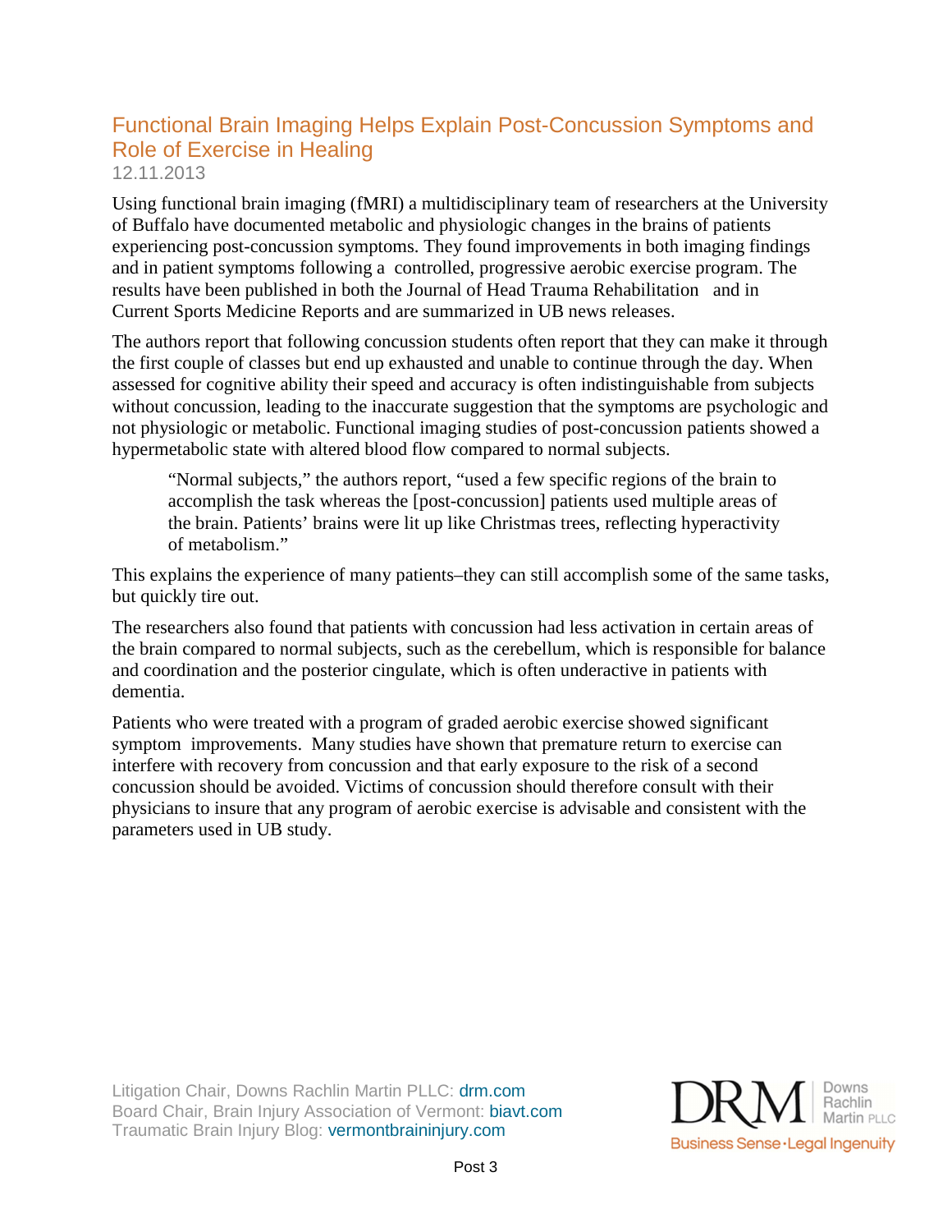## Functional Brain Imaging Helps Explain Post-Concussion Symptoms and Role of Exercise in Healing

12.11.2013

Using functional brain imaging (fMRI) a multidisciplinary team of researchers at the University of Buffalo have documented metabolic and physiologic changes in the brains of patients experiencing post-concussion symptoms. They found improvements in both imaging findings and in patient symptoms following a controlled, progressive aerobic exercise program. The results have been published in both the Journal of Head Trauma Rehabilitation and in Current Sports Medicine Reports and are summarized in UB news releases.

The authors report that following concussion students often report that they can make it through the first couple of classes but end up exhausted and unable to continue through the day. When assessed for cognitive ability their speed and accuracy is often indistinguishable from subjects without concussion, leading to the inaccurate suggestion that the symptoms are psychologic and not physiologic or metabolic. Functional imaging studies of post-concussion patients showed a hypermetabolic state with altered blood flow compared to normal subjects.

> "Normal subjects," the authors report, "used a few specific regions of the brain to accomplish the task whereas the [post-concussion] patients used multiple areas of the brain. Patients' brains were lit up like Christmas trees, reflecting hyperactivity of metabolism."

This explains the experience of many patients–they can still accomplish some of the same tasks, but quickly tire out.

The researchers also found that patients with concussion had less activation in certain areas of the brain compared to normal subjects, such as the cerebellum, which is responsible for balance and coordination and the posterior cingulate, which is often underactive in patients with dementia.

Patients who were treated with a program of graded aerobic exercise showed significant symptom improvements. Many studies have shown that premature return to exercise can interfere with recovery from concussion and that early exposure to the risk of a second concussion should be avoided. Victims of concussion should therefore consult with their physicians to insure that any program of aerobic exercise is advisable and consistent with the parameters used in UB study.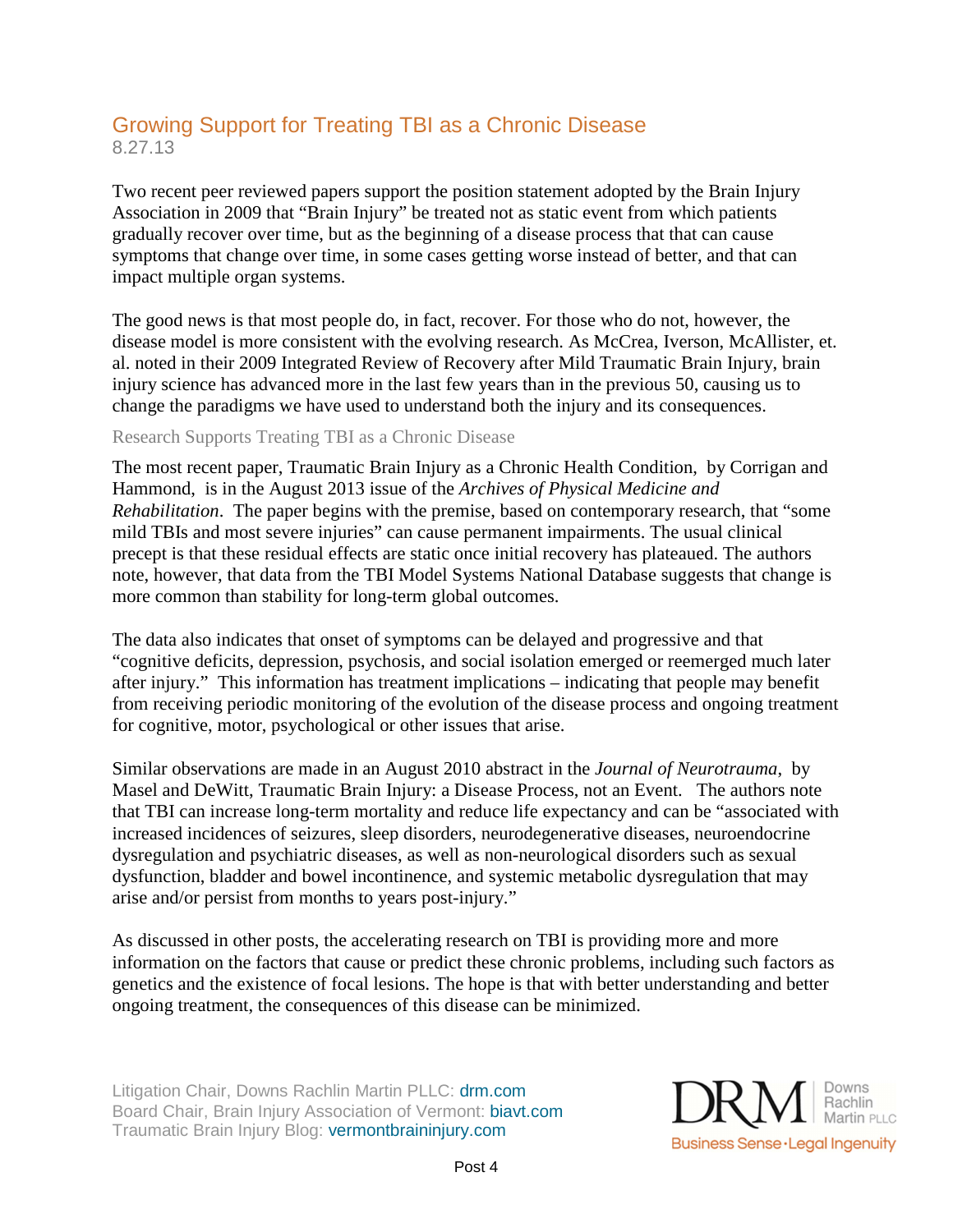## Growing Support for Treating TBI as a Chronic Disease

8.27.13

Two recent peer reviewed papers support the position statement adopted by the Brain Injury Association in 2009 that "Brain Injury" be treated not as static event from which patients gradually recover over time, but as the beginning of a disease process that that can cause symptoms that change over time, in some cases getting worse instead of better, and that can impact multiple organ systems.

The good news is that most people do, in fact, recover. For those who do not, however, the disease model is more consistent with the evolving research. As McCrea, Iverson, McAllister, et. al. noted in their 2009 Integrated Review of Recovery after Mild Traumatic Brain Injury, brain injury science has advanced more in the last few years than in the previous 50, causing us to change the paradigms we have used to understand both the injury and its consequences.

### Research Supports Treating TBI as a Chronic Disease

The most recent paper, Traumatic Brain Injury as a Chronic Health Condition, by Corrigan and Hammond, is in the August 2013 issue of the *Archives of Physical Medicine and Rehabilitation*. The paper begins with the premise, based on contemporary research, that "some mild TBIs and most severe injuries" can cause permanent impairments. The usual clinical precept is that these residual effects are static once initial recovery has plateaued. The authors note, however, that data from the TBI Model Systems National Database suggests that change is more common than stability for long-term global outcomes.

The data also indicates that onset of symptoms can be delayed and progressive and that "cognitive deficits, depression, psychosis, and social isolation emerged or reemerged much later after injury." This information has treatment implications – indicating that people may benefit from receiving periodic monitoring of the evolution of the disease process and ongoing treatment for cognitive, motor, psychological or other issues that arise.

Similar observations are made in an August 2010 abstract in the *Journal of Neurotrauma*, by Masel and DeWitt, Traumatic Brain Injury: a Disease Process, not an Event. The authors note that TBI can increase long-term mortality and reduce life expectancy and can be "associated with increased incidences of seizures, sleep disorders, neurodegenerative diseases, neuroendocrine dysregulation and psychiatric diseases, as well as non-neurological disorders such as sexual dysfunction, bladder and bowel incontinence, and systemic metabolic dysregulation that may arise and/or persist from months to years post-injury."

As discussed in other posts, the accelerating research on TBI is providing more and more information on the factors that cause or predict these chronic problems, including such factors as genetics and the existence of focal lesions. The hope is that with better understanding and better ongoing treatment, the consequences of this disease can be minimized.

Litigation Chair, Downs Rachlin Martin PLLC: drm.com
Board Chair, Brain Injury Association of Vermont: biavt.com
Traumatic Brain Injury Blog: vermontbraininjury.com

DRM Downs Rachlin Martin PLLC
Business Sense · Legal Ingenuity

Post 4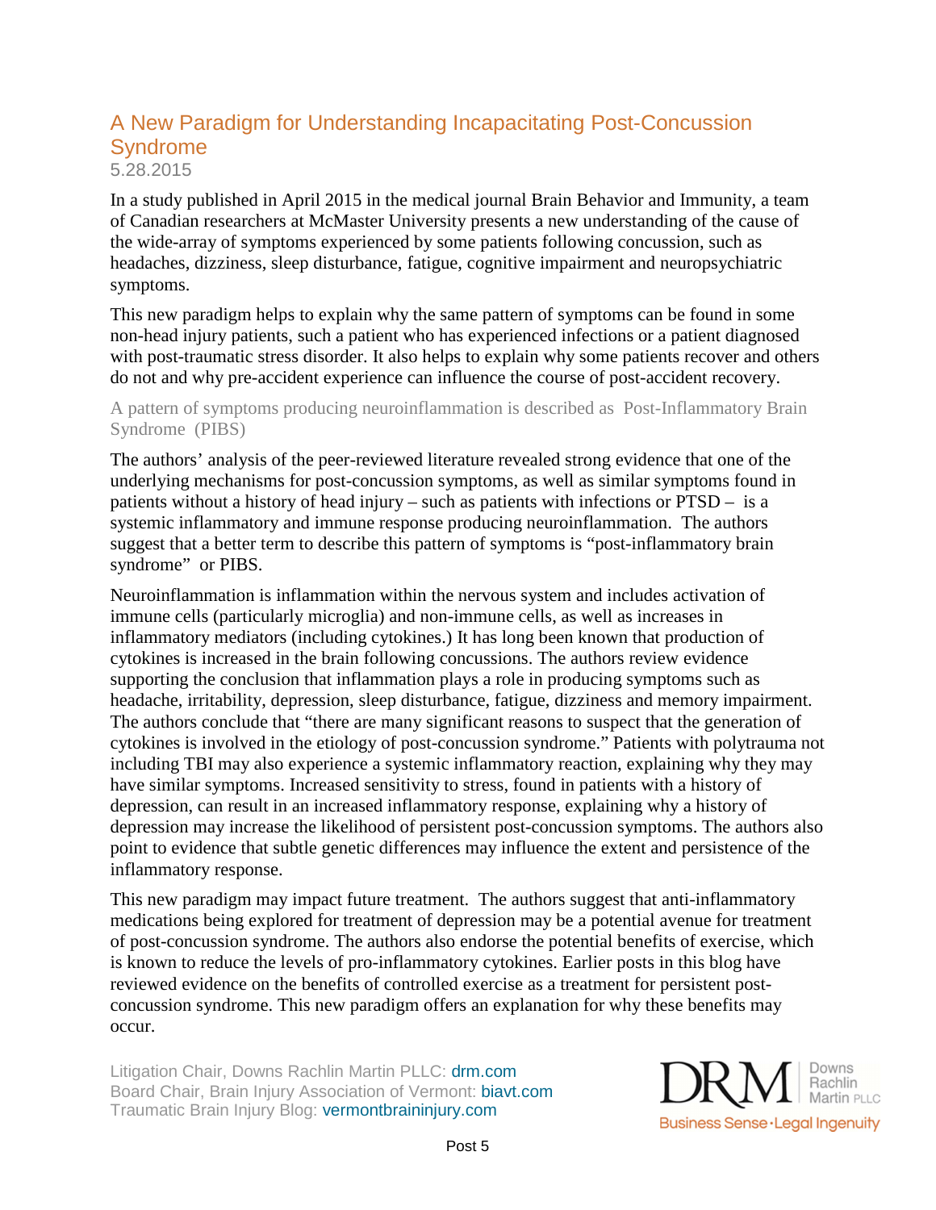## A New Paradigm for Understanding Incapacitating Post-Concussion Syndrome

5.28.2015

In a study published in April 2015 in the medical journal Brain Behavior and Immunity, a team of Canadian researchers at McMaster University presents a new understanding of the cause of the wide-array of symptoms experienced by some patients following concussion, such as headaches, dizziness, sleep disturbance, fatigue, cognitive impairment and neuropsychiatric symptoms.

This new paradigm helps to explain why the same pattern of symptoms can be found in some non-head injury patients, such a patient who has experienced infections or a patient diagnosed with post-traumatic stress disorder. It also helps to explain why some patients recover and others do not and why pre-accident experience can influence the course of post-accident recovery.

### A pattern of symptoms producing neuroinflammation is described as Post-Inflammatory Brain Syndrome (PIBS)

The authors' analysis of the peer-reviewed literature revealed strong evidence that one of the underlying mechanisms for post-concussion symptoms, as well as similar symptoms found in patients without a history of head injury – such as patients with infections or PTSD – is a systemic inflammatory and immune response producing neuroinflammation. The authors suggest that a better term to describe this pattern of symptoms is "post-inflammatory brain syndrome" or PIBS.

Neuroinflammation is inflammation within the nervous system and includes activation of immune cells (particularly microglia) and non-immune cells, as well as increases in inflammatory mediators (including cytokines.) It has long been known that production of cytokines is increased in the brain following concussions. The authors review evidence supporting the conclusion that inflammation plays a role in producing symptoms such as headache, irritability, depression, sleep disturbance, fatigue, dizziness and memory impairment. The authors conclude that "there are many significant reasons to suspect that the generation of cytokines is involved in the etiology of post-concussion syndrome." Patients with polytrauma not including TBI may also experience a systemic inflammatory reaction, explaining why they may have similar symptoms. Increased sensitivity to stress, found in patients with a history of depression, can result in an increased inflammatory response, explaining why a history of depression may increase the likelihood of persistent post-concussion symptoms. The authors also point to evidence that subtle genetic differences may influence the extent and persistence of the inflammatory response.

This new paradigm may impact future treatment. The authors suggest that anti-inflammatory medications being explored for treatment of depression may be a potential avenue for treatment of post-concussion syndrome. The authors also endorse the potential benefits of exercise, which is known to reduce the levels of pro-inflammatory cytokines. Earlier posts in this blog have reviewed evidence on the benefits of controlled exercise as a treatment for persistent post-concussion syndrome. This new paradigm offers an explanation for why these benefits may occur.

Litigation Chair, Downs Rachlin Martin PLLC: drm.com
Board Chair, Brain Injury Association of Vermont: biavt.com
Traumatic Brain Injury Blog: vermontbraininjury.com

DRM Downs Rachlin Martin PLLC
Business Sense · Legal Ingenuity

Post 5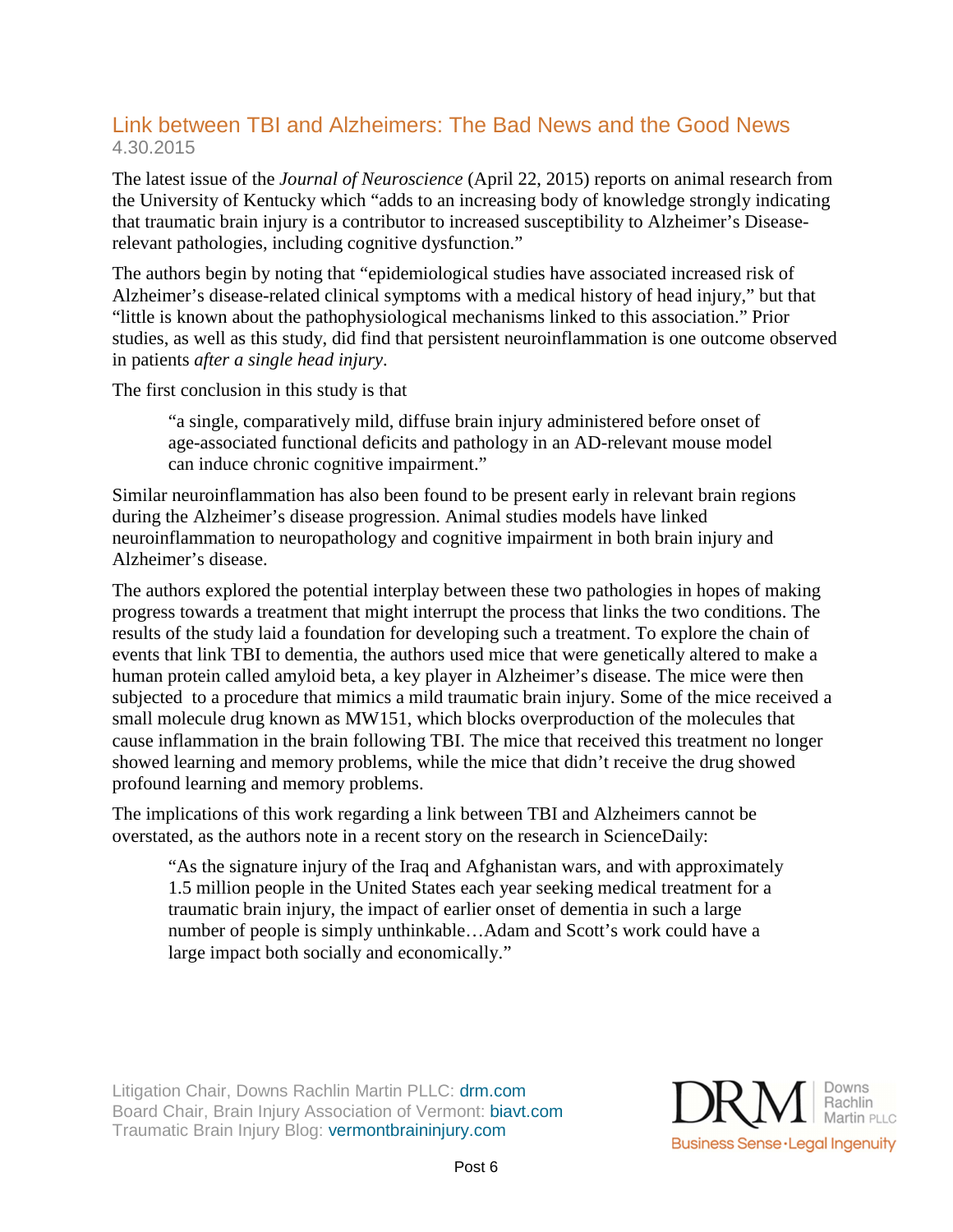## Link between TBI and Alzheimers: The Bad News and the Good News

4.30.2015

The latest issue of the *Journal of Neuroscience* (April 22, 2015) reports on animal research from the University of Kentucky which "adds to an increasing body of knowledge strongly indicating that traumatic brain injury is a contributor to increased susceptibility to Alzheimer's Disease-relevant pathologies, including cognitive dysfunction."

The authors begin by noting that "epidemiological studies have associated increased risk of Alzheimer's disease-related clinical symptoms with a medical history of head injury," but that "little is known about the pathophysiological mechanisms linked to this association." Prior studies, as well as this study, did find that persistent neuroinflammation is one outcome observed in patients *after a single head injury*.

The first conclusion in this study is that

> "a single, comparatively mild, diffuse brain injury administered before onset of age-associated functional deficits and pathology in an AD-relevant mouse model can induce chronic cognitive impairment."

Similar neuroinflammation has also been found to be present early in relevant brain regions during the Alzheimer's disease progression. Animal studies models have linked neuroinflammation to neuropathology and cognitive impairment in both brain injury and Alzheimer's disease.

The authors explored the potential interplay between these two pathologies in hopes of making progress towards a treatment that might interrupt the process that links the two conditions. The results of the study laid a foundation for developing such a treatment. To explore the chain of events that link TBI to dementia, the authors used mice that were genetically altered to make a human protein called amyloid beta, a key player in Alzheimer's disease. The mice were then subjected to a procedure that mimics a mild traumatic brain injury. Some of the mice received a small molecule drug known as MW151, which blocks overproduction of the molecules that cause inflammation in the brain following TBI. The mice that received this treatment no longer showed learning and memory problems, while the mice that didn't receive the drug showed profound learning and memory problems.

The implications of this work regarding a link between TBI and Alzheimers cannot be overstated, as the authors note in a recent story on the research in ScienceDaily:

> "As the signature injury of the Iraq and Afghanistan wars, and with approximately 1.5 million people in the United States each year seeking medical treatment for a traumatic brain injury, the impact of earlier onset of dementia in such a large number of people is simply unthinkable…Adam and Scott's work could have a large impact both socially and economically."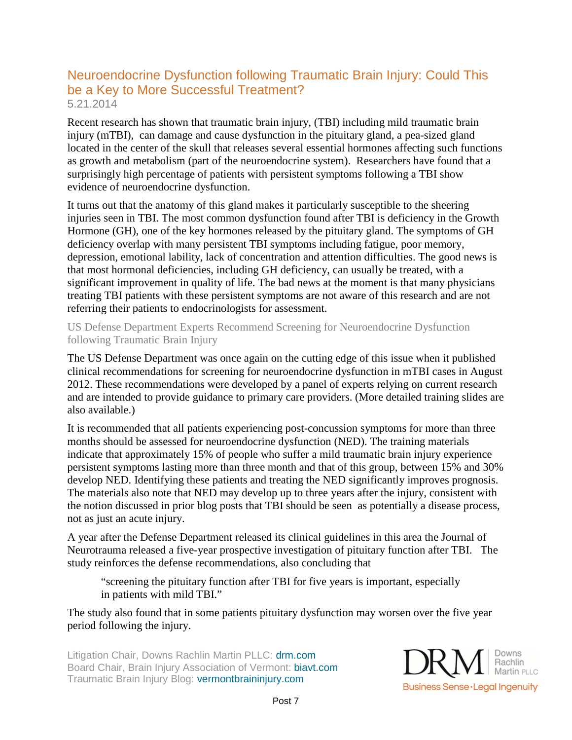## Neuroendocrine Dysfunction following Traumatic Brain Injury: Could This be a Key to More Successful Treatment?

5.21.2014

Recent research has shown that traumatic brain injury, (TBI) including mild traumatic brain injury (mTBI), can damage and cause dysfunction in the pituitary gland, a pea-sized gland located in the center of the skull that releases several essential hormones affecting such functions as growth and metabolism (part of the neuroendocrine system). Researchers have found that a surprisingly high percentage of patients with persistent symptoms following a TBI show evidence of neuroendocrine dysfunction.

It turns out that the anatomy of this gland makes it particularly susceptible to the sheering injuries seen in TBI. The most common dysfunction found after TBI is deficiency in the Growth Hormone (GH), one of the key hormones released by the pituitary gland. The symptoms of GH deficiency overlap with many persistent TBI symptoms including fatigue, poor memory, depression, emotional lability, lack of concentration and attention difficulties. The good news is that most hormonal deficiencies, including GH deficiency, can usually be treated, with a significant improvement in quality of life. The bad news at the moment is that many physicians treating TBI patients with these persistent symptoms are not aware of this research and are not referring their patients to endocrinologists for assessment.

### US Defense Department Experts Recommend Screening for Neuroendocrine Dysfunction following Traumatic Brain Injury

The US Defense Department was once again on the cutting edge of this issue when it published clinical recommendations for screening for neuroendocrine dysfunction in mTBI cases in August 2012. These recommendations were developed by a panel of experts relying on current research and are intended to provide guidance to primary care providers. (More detailed training slides are also available.)

It is recommended that all patients experiencing post-concussion symptoms for more than three months should be assessed for neuroendocrine dysfunction (NED). The training materials indicate that approximately 15% of people who suffer a mild traumatic brain injury experience persistent symptoms lasting more than three month and that of this group, between 15% and 30% develop NED. Identifying these patients and treating the NED significantly improves prognosis. The materials also note that NED may develop up to three years after the injury, consistent with the notion discussed in prior blog posts that TBI should be seen as potentially a disease process, not as just an acute injury.

A year after the Defense Department released its clinical guidelines in this area the Journal of Neurotrauma released a five-year prospective investigation of pituitary function after TBI. The study reinforces the defense recommendations, also concluding that

> "screening the pituitary function after TBI for five years is important, especially in patients with mild TBI."

The study also found that in some patients pituitary dysfunction may worsen over the five year period following the injury.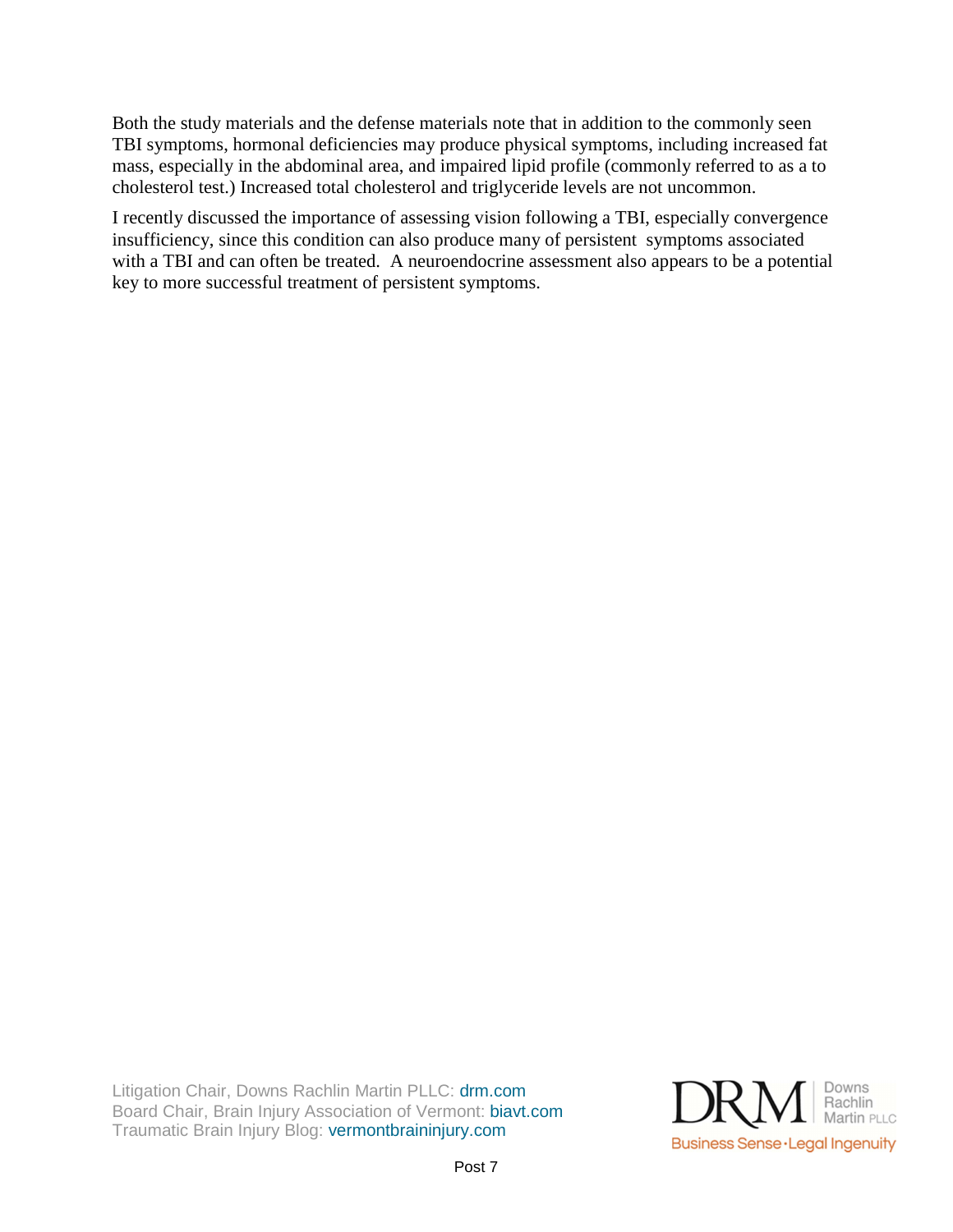Both the study materials and the defense materials note that in addition to the commonly seen TBI symptoms, hormonal deficiencies may produce physical symptoms, including increased fat mass, especially in the abdominal area, and impaired lipid profile (commonly referred to as a to cholesterol test.) Increased total cholesterol and triglyceride levels are not uncommon.

I recently discussed the importance of assessing vision following a TBI, especially convergence insufficiency, since this condition can also produce many of persistent symptoms associated with a TBI and can often be treated. A neuroendocrine assessment also appears to be a potential key to more successful treatment of persistent symptoms.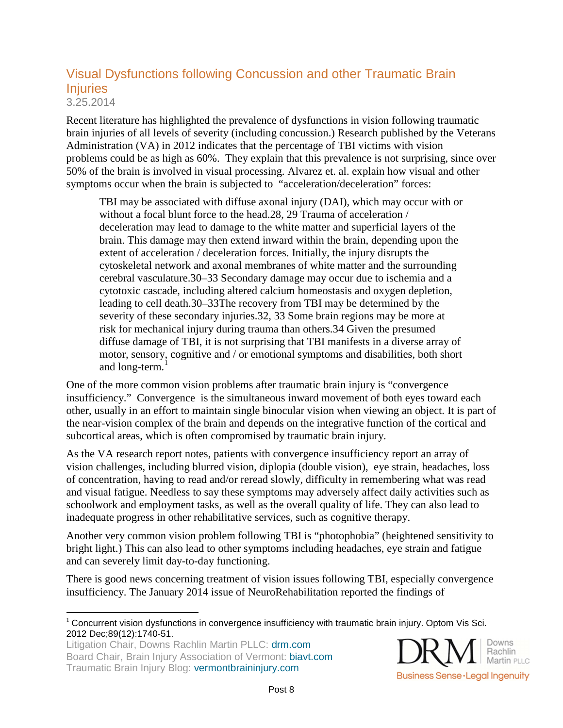## Visual Dysfunctions following Concussion and other Traumatic Brain Injuries

3.25.2014

Recent literature has highlighted the prevalence of dysfunctions in vision following traumatic brain injuries of all levels of severity (including concussion.) Research published by the Veterans Administration (VA) in 2012 indicates that the percentage of TBI victims with vision problems could be as high as 60%. They explain that this prevalence is not surprising, since over 50% of the brain is involved in visual processing. Alvarez et. al. explain how visual and other symptoms occur when the brain is subjected to "acceleration/deceleration" forces:

> TBI may be associated with diffuse axonal injury (DAI), which may occur with or without a focal blunt force to the head.28, 29 Trauma of acceleration / deceleration may lead to damage to the white matter and superficial layers of the brain. This damage may then extend inward within the brain, depending upon the extent of acceleration / deceleration forces. Initially, the injury disrupts the cytoskeletal network and axonal membranes of white matter and the surrounding cerebral vasculature.30–33 Secondary damage may occur due to ischemia and a cytotoxic cascade, including altered calcium homeostasis and oxygen depletion, leading to cell death.30–33The recovery from TBI may be determined by the severity of these secondary injuries.32, 33 Some brain regions may be more at risk for mechanical injury during trauma than others.34 Given the presumed diffuse damage of TBI, it is not surprising that TBI manifests in a diverse array of motor, sensory, cognitive and / or emotional symptoms and disabilities, both short and long-term.[1]

One of the more common vision problems after traumatic brain injury is "convergence insufficiency." Convergence is the simultaneous inward movement of both eyes toward each other, usually in an effort to maintain single binocular vision when viewing an object. It is part of the near-vision complex of the brain and depends on the integrative function of the cortical and subcortical areas, which is often compromised by traumatic brain injury.

As the VA research report notes, patients with convergence insufficiency report an array of vision challenges, including blurred vision, diplopia (double vision), eye strain, headaches, loss of concentration, having to read and/or reread slowly, difficulty in remembering what was read and visual fatigue. Needless to say these symptoms may adversely affect daily activities such as schoolwork and employment tasks, as well as the overall quality of life. They can also lead to inadequate progress in other rehabilitative services, such as cognitive therapy.

Another very common vision problem following TBI is "photophobia" (heightened sensitivity to bright light.) This can also lead to other symptoms including headaches, eye strain and fatigue and can severely limit day-to-day functioning.

There is good news concerning treatment of vision issues following TBI, especially convergence insufficiency. The January 2014 issue of NeuroRehabilitation reported the findings of

---

[1] Concurrent vision dysfunctions in convergence insufficiency with traumatic brain injury. Optom Vis Sci. 2012 Dec;89(12):1740-51.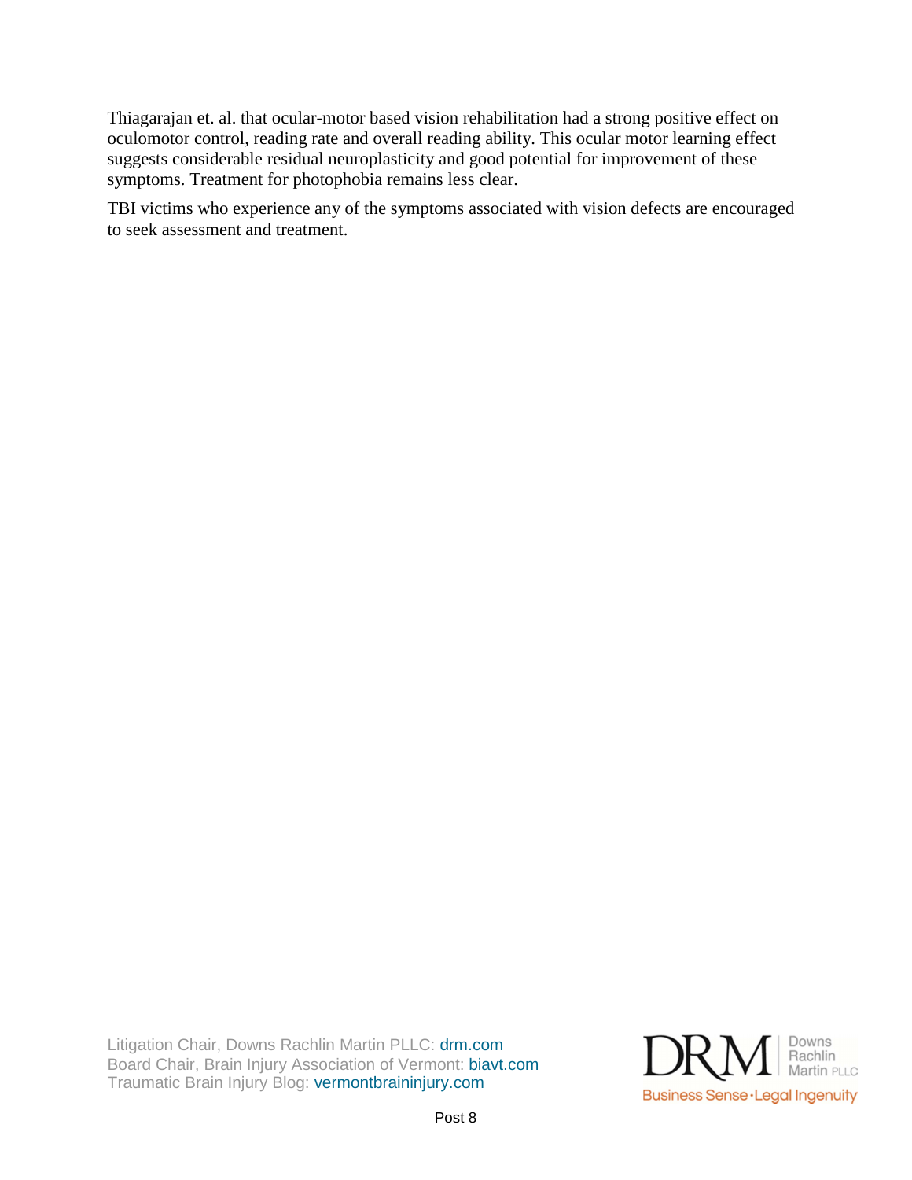Thiagarajan et. al. that ocular-motor based vision rehabilitation had a strong positive effect on oculomotor control, reading rate and overall reading ability. This ocular motor learning effect suggests considerable residual neuroplasticity and good potential for improvement of these symptoms. Treatment for photophobia remains less clear.

TBI victims who experience any of the symptoms associated with vision defects are encouraged to seek assessment and treatment.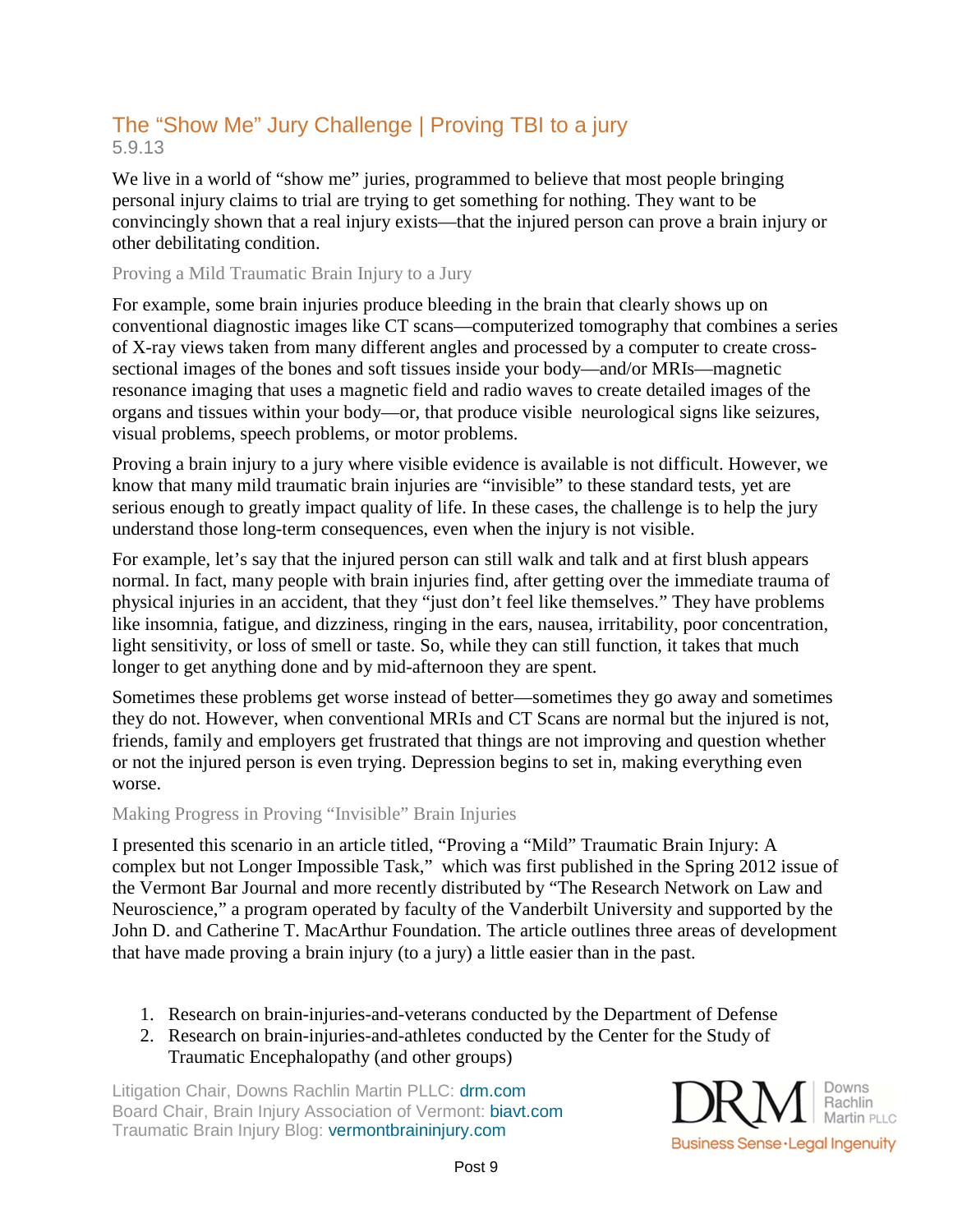## The “Show Me” Jury Challenge | Proving TBI to a jury

5.9.13

We live in a world of “show me” juries, programmed to believe that most people bringing personal injury claims to trial are trying to get something for nothing. They want to be convincingly shown that a real injury exists—that the injured person can prove a brain injury or other debilitating condition.

### Proving a Mild Traumatic Brain Injury to a Jury

For example, some brain injuries produce bleeding in the brain that clearly shows up on conventional diagnostic images like CT scans—computerized tomography that combines a series of X-ray views taken from many different angles and processed by a computer to create cross-sectional images of the bones and soft tissues inside your body—and/or MRIs—magnetic resonance imaging that uses a magnetic field and radio waves to create detailed images of the organs and tissues within your body—or, that produce visible neurological signs like seizures, visual problems, speech problems, or motor problems.

Proving a brain injury to a jury where visible evidence is available is not difficult. However, we know that many mild traumatic brain injuries are “invisible” to these standard tests, yet are serious enough to greatly impact quality of life. In these cases, the challenge is to help the jury understand those long-term consequences, even when the injury is not visible.

For example, let’s say that the injured person can still walk and talk and at first blush appears normal. In fact, many people with brain injuries find, after getting over the immediate trauma of physical injuries in an accident, that they “just don’t feel like themselves.” They have problems like insomnia, fatigue, and dizziness, ringing in the ears, nausea, irritability, poor concentration, light sensitivity, or loss of smell or taste. So, while they can still function, it takes that much longer to get anything done and by mid-afternoon they are spent.

Sometimes these problems get worse instead of better—sometimes they go away and sometimes they do not. However, when conventional MRIs and CT Scans are normal but the injured is not, friends, family and employers get frustrated that things are not improving and question whether or not the injured person is even trying. Depression begins to set in, making everything even worse.

### Making Progress in Proving “Invisible” Brain Injuries

I presented this scenario in an article titled, “Proving a “Mild” Traumatic Brain Injury: A complex but not Longer Impossible Task,” which was first published in the Spring 2012 issue of the Vermont Bar Journal and more recently distributed by “The Research Network on Law and Neuroscience,” a program operated by faculty of the Vanderbilt University and supported by the John D. and Catherine T. MacArthur Foundation. The article outlines three areas of development that have made proving a brain injury (to a jury) a little easier than in the past.

1. Research on brain-injuries-and-veterans conducted by the Department of Defense
2. Research on brain-injuries-and-athletes conducted by the Center for the Study of Traumatic Encephalopathy (and other groups)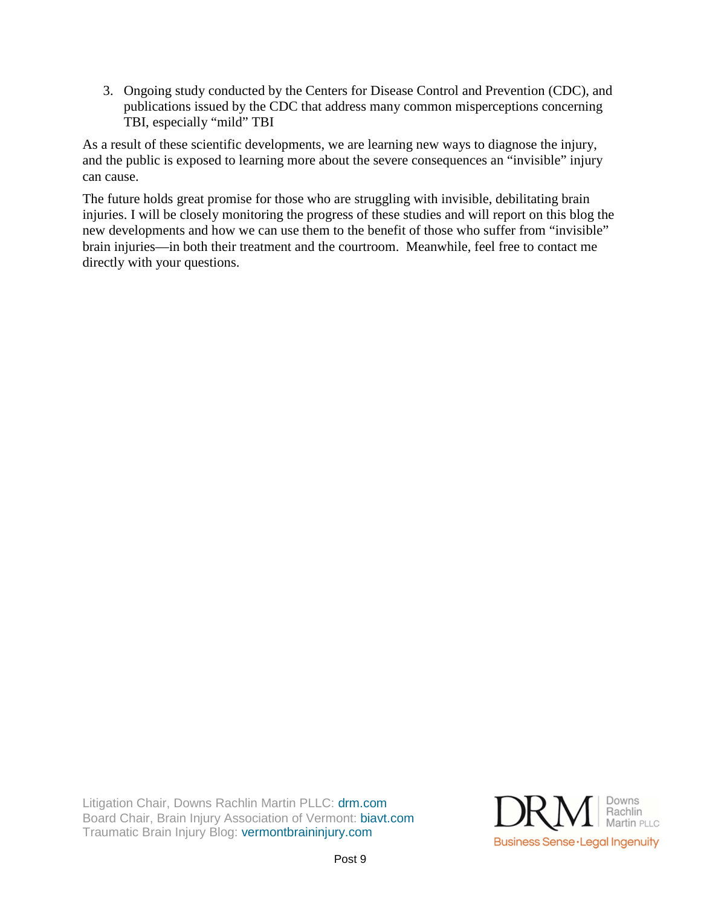3. Ongoing study conducted by the Centers for Disease Control and Prevention (CDC), and publications issued by the CDC that address many common misperceptions concerning TBI, especially “mild” TBI

As a result of these scientific developments, we are learning new ways to diagnose the injury, and the public is exposed to learning more about the severe consequences an “invisible” injury can cause.

The future holds great promise for those who are struggling with invisible, debilitating brain injuries. I will be closely monitoring the progress of these studies and will report on this blog the new developments and how we can use them to the benefit of those who suffer from “invisible” brain injuries—in both their treatment and the courtroom. Meanwhile, feel free to contact me directly with your questions.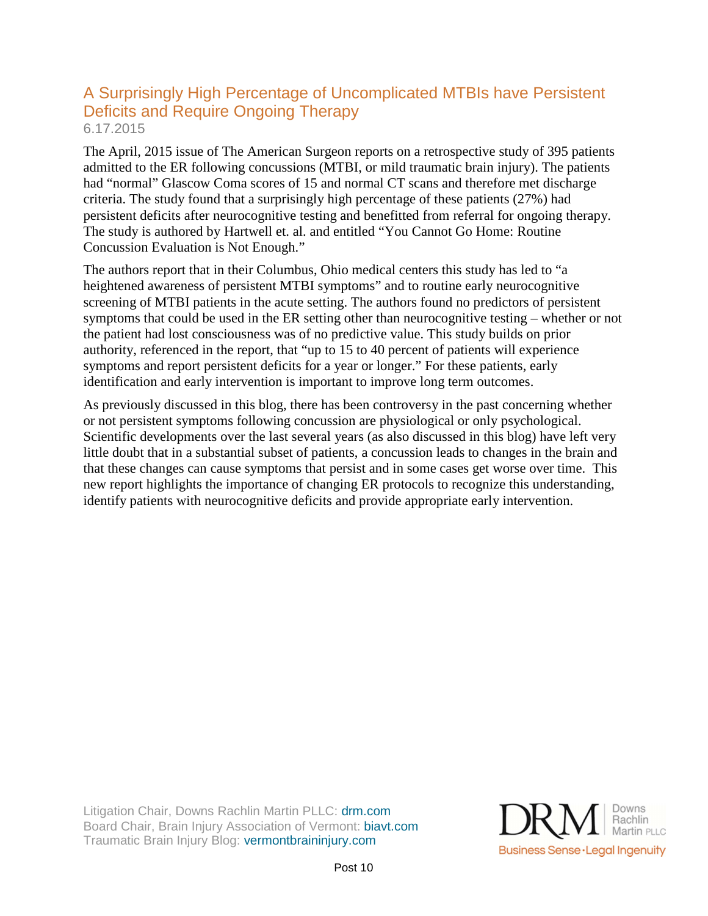## A Surprisingly High Percentage of Uncomplicated MTBIs have Persistent Deficits and Require Ongoing Therapy

6.17.2015

The April, 2015 issue of The American Surgeon reports on a retrospective study of 395 patients admitted to the ER following concussions (MTBI, or mild traumatic brain injury). The patients had “normal” Glascow Coma scores of 15 and normal CT scans and therefore met discharge criteria. The study found that a surprisingly high percentage of these patients (27%) had persistent deficits after neurocognitive testing and benefitted from referral for ongoing therapy. The study is authored by Hartwell et. al. and entitled “You Cannot Go Home: Routine Concussion Evaluation is Not Enough.”

The authors report that in their Columbus, Ohio medical centers this study has led to “a heightened awareness of persistent MTBI symptoms” and to routine early neurocognitive screening of MTBI patients in the acute setting. The authors found no predictors of persistent symptoms that could be used in the ER setting other than neurocognitive testing – whether or not the patient had lost consciousness was of no predictive value. This study builds on prior authority, referenced in the report, that “up to 15 to 40 percent of patients will experience symptoms and report persistent deficits for a year or longer.” For these patients, early identification and early intervention is important to improve long term outcomes.

As previously discussed in this blog, there has been controversy in the past concerning whether or not persistent symptoms following concussion are physiological or only psychological. Scientific developments over the last several years (as also discussed in this blog) have left very little doubt that in a substantial subset of patients, a concussion leads to changes in the brain and that these changes can cause symptoms that persist and in some cases get worse over time. This new report highlights the importance of changing ER protocols to recognize this understanding, identify patients with neurocognitive deficits and provide appropriate early intervention.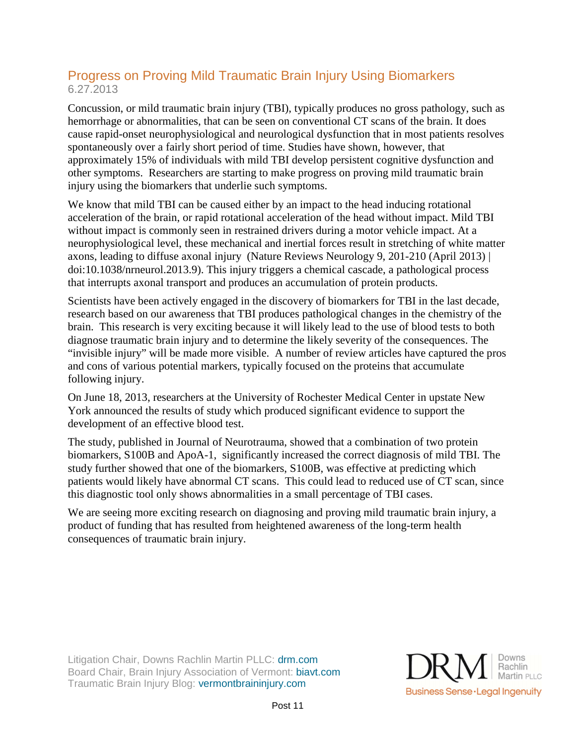## Progress on Proving Mild Traumatic Brain Injury Using Biomarkers

6.27.2013

Concussion, or mild traumatic brain injury (TBI), typically produces no gross pathology, such as hemorrhage or abnormalities, that can be seen on conventional CT scans of the brain. It does cause rapid-onset neurophysiological and neurological dysfunction that in most patients resolves spontaneously over a fairly short period of time. Studies have shown, however, that approximately 15% of individuals with mild TBI develop persistent cognitive dysfunction and other symptoms. Researchers are starting to make progress on proving mild traumatic brain injury using the biomarkers that underlie such symptoms.

We know that mild TBI can be caused either by an impact to the head inducing rotational acceleration of the brain, or rapid rotational acceleration of the head without impact. Mild TBI without impact is commonly seen in restrained drivers during a motor vehicle impact. At a neurophysiological level, these mechanical and inertial forces result in stretching of white matter axons, leading to diffuse axonal injury (Nature Reviews Neurology 9, 201-210 (April 2013) | doi:10.1038/nrneurol.2013.9). This injury triggers a chemical cascade, a pathological process that interrupts axonal transport and produces an accumulation of protein products.

Scientists have been actively engaged in the discovery of biomarkers for TBI in the last decade, research based on our awareness that TBI produces pathological changes in the chemistry of the brain. This research is very exciting because it will likely lead to the use of blood tests to both diagnose traumatic brain injury and to determine the likely severity of the consequences. The "invisible injury" will be made more visible. A number of review articles have captured the pros and cons of various potential markers, typically focused on the proteins that accumulate following injury.

On June 18, 2013, researchers at the University of Rochester Medical Center in upstate New York announced the results of study which produced significant evidence to support the development of an effective blood test.

The study, published in Journal of Neurotrauma, showed that a combination of two protein biomarkers, S100B and ApoA-1, significantly increased the correct diagnosis of mild TBI. The study further showed that one of the biomarkers, S100B, was effective at predicting which patients would likely have abnormal CT scans. This could lead to reduced use of CT scan, since this diagnostic tool only shows abnormalities in a small percentage of TBI cases.

We are seeing more exciting research on diagnosing and proving mild traumatic brain injury, a product of funding that has resulted from heightened awareness of the long-term health consequences of traumatic brain injury.

Litigation Chair, Downs Rachlin Martin PLLC: drm.com
Board Chair, Brain Injury Association of Vermont: biavt.com
Traumatic Brain Injury Blog: vermontbraininjury.com

DRM Downs Rachlin Martin PLLC
Business Sense · Legal Ingenuity

Post 11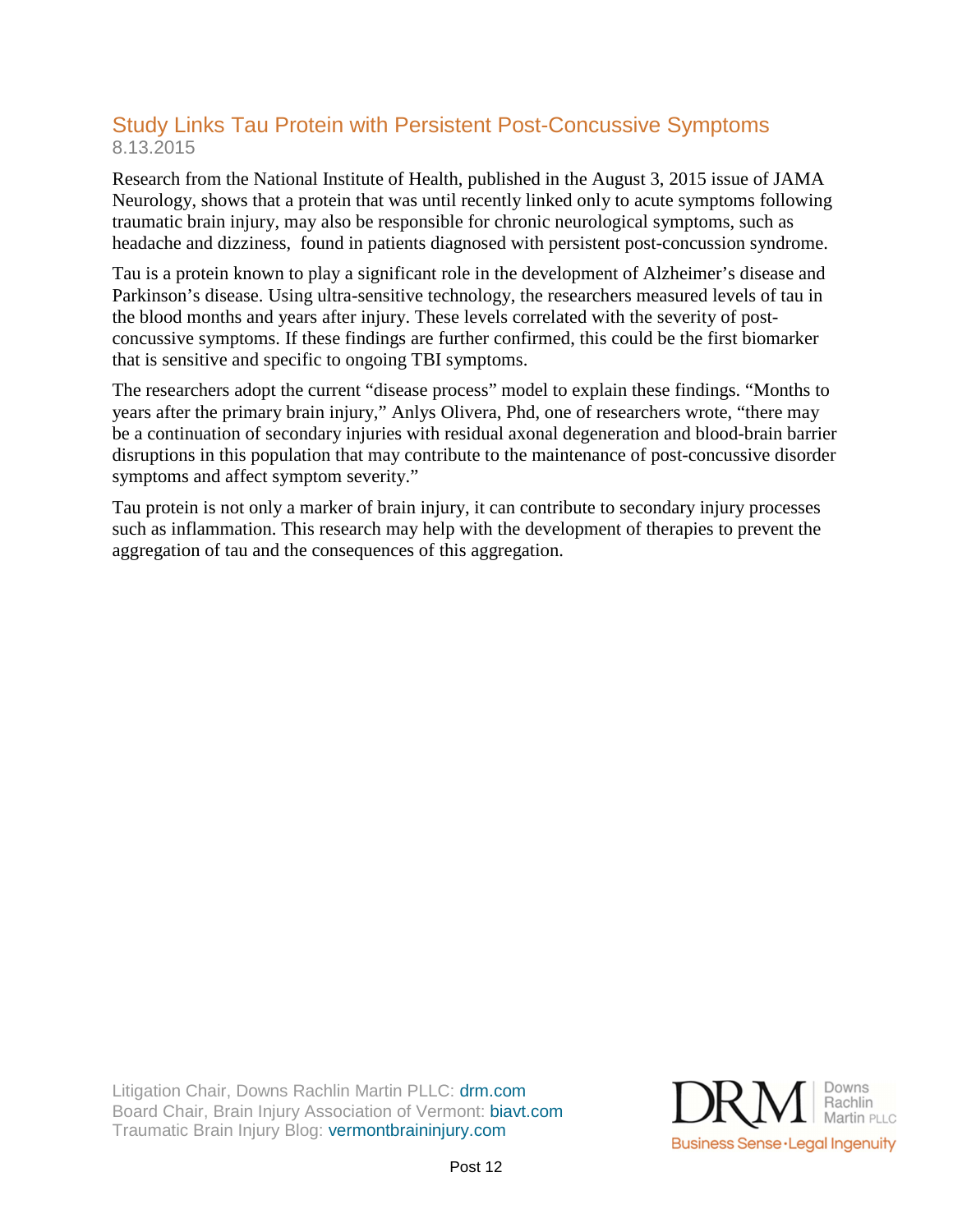## Study Links Tau Protein with Persistent Post-Concussive Symptoms

8.13.2015

Research from the National Institute of Health, published in the August 3, 2015 issue of JAMA Neurology, shows that a protein that was until recently linked only to acute symptoms following traumatic brain injury, may also be responsible for chronic neurological symptoms, such as headache and dizziness, found in patients diagnosed with persistent post-concussion syndrome.

Tau is a protein known to play a significant role in the development of Alzheimer's disease and Parkinson's disease. Using ultra-sensitive technology, the researchers measured levels of tau in the blood months and years after injury. These levels correlated with the severity of post-concussive symptoms. If these findings are further confirmed, this could be the first biomarker that is sensitive and specific to ongoing TBI symptoms.

The researchers adopt the current "disease process" model to explain these findings. "Months to years after the primary brain injury," Anlys Olivera, Phd, one of researchers wrote, "there may be a continuation of secondary injuries with residual axonal degeneration and blood-brain barrier disruptions in this population that may contribute to the maintenance of post-concussive disorder symptoms and affect symptom severity."

Tau protein is not only a marker of brain injury, it can contribute to secondary injury processes such as inflammation. This research may help with the development of therapies to prevent the aggregation of tau and the consequences of this aggregation.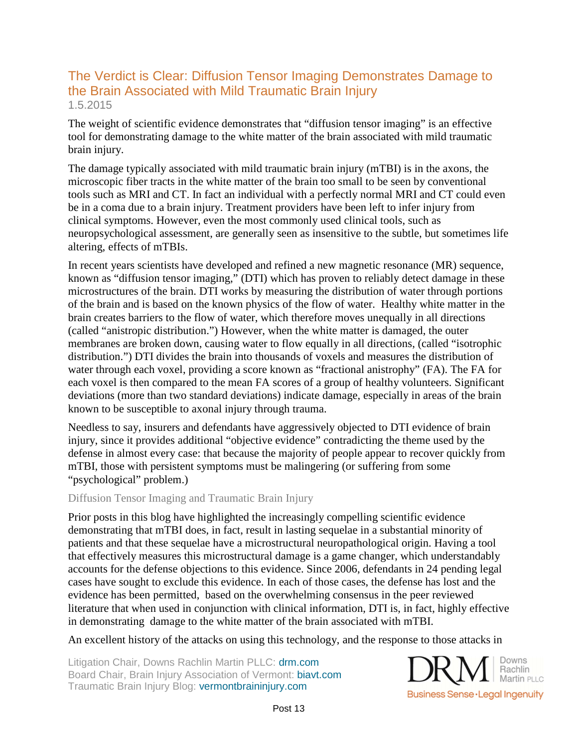## The Verdict is Clear: Diffusion Tensor Imaging Demonstrates Damage to the Brain Associated with Mild Traumatic Brain Injury

1.5.2015

The weight of scientific evidence demonstrates that "diffusion tensor imaging" is an effective tool for demonstrating damage to the white matter of the brain associated with mild traumatic brain injury.

The damage typically associated with mild traumatic brain injury (mTBI) is in the axons, the microscopic fiber tracts in the white matter of the brain too small to be seen by conventional tools such as MRI and CT. In fact an individual with a perfectly normal MRI and CT could even be in a coma due to a brain injury. Treatment providers have been left to infer injury from clinical symptoms. However, even the most commonly used clinical tools, such as neuropsychological assessment, are generally seen as insensitive to the subtle, but sometimes life altering, effects of mTBIs.

In recent years scientists have developed and refined a new magnetic resonance (MR) sequence, known as "diffusion tensor imaging," (DTI) which has proven to reliably detect damage in these microstructures of the brain. DTI works by measuring the distribution of water through portions of the brain and is based on the known physics of the flow of water. Healthy white matter in the brain creates barriers to the flow of water, which therefore moves unequally in all directions (called "anistropic distribution.") However, when the white matter is damaged, the outer membranes are broken down, causing water to flow equally in all directions, (called "isotrophic distribution.") DTI divides the brain into thousands of voxels and measures the distribution of water through each voxel, providing a score known as "fractional anistrophy" (FA). The FA for each voxel is then compared to the mean FA scores of a group of healthy volunteers. Significant deviations (more than two standard deviations) indicate damage, especially in areas of the brain known to be susceptible to axonal injury through trauma.

Needless to say, insurers and defendants have aggressively objected to DTI evidence of brain injury, since it provides additional "objective evidence" contradicting the theme used by the defense in almost every case: that because the majority of people appear to recover quickly from mTBI, those with persistent symptoms must be malingering (or suffering from some "psychological" problem.)

### Diffusion Tensor Imaging and Traumatic Brain Injury

Prior posts in this blog have highlighted the increasingly compelling scientific evidence demonstrating that mTBI does, in fact, result in lasting sequelae in a substantial minority of patients and that these sequelae have a microstructural neuropathological origin. Having a tool that effectively measures this microstructural damage is a game changer, which understandably accounts for the defense objections to this evidence. Since 2006, defendants in 24 pending legal cases have sought to exclude this evidence. In each of those cases, the defense has lost and the evidence has been permitted, based on the overwhelming consensus in the peer reviewed literature that when used in conjunction with clinical information, DTI is, in fact, highly effective in demonstrating damage to the white matter of the brain associated with mTBI.

An excellent history of the attacks on using this technology, and the response to those attacks in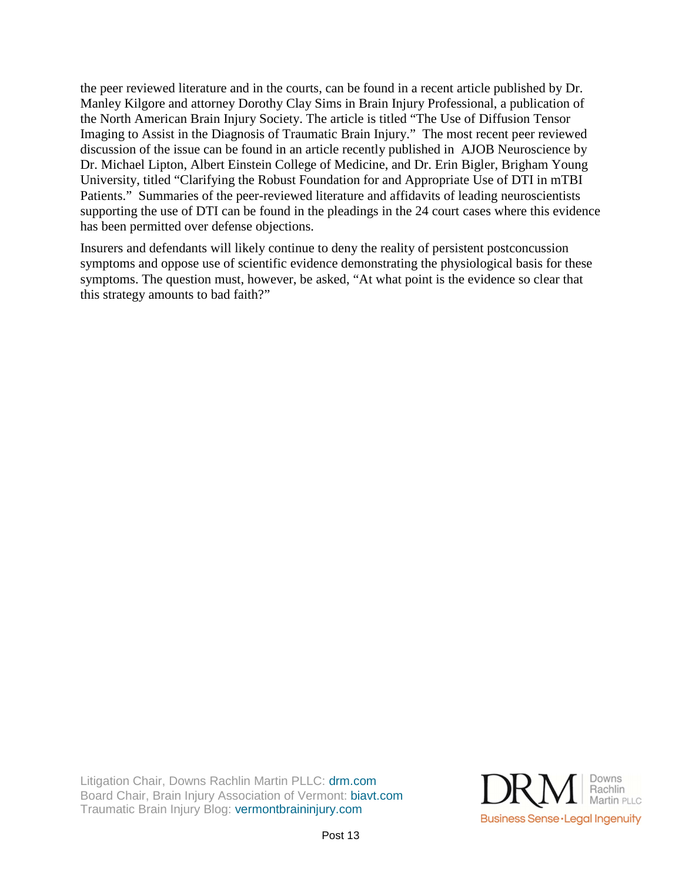the peer reviewed literature and in the courts, can be found in a recent article published by Dr. Manley Kilgore and attorney Dorothy Clay Sims in Brain Injury Professional, a publication of the North American Brain Injury Society. The article is titled "The Use of Diffusion Tensor Imaging to Assist in the Diagnosis of Traumatic Brain Injury." The most recent peer reviewed discussion of the issue can be found in an article recently published in AJOB Neuroscience by Dr. Michael Lipton, Albert Einstein College of Medicine, and Dr. Erin Bigler, Brigham Young University, titled "Clarifying the Robust Foundation for and Appropriate Use of DTI in mTBI Patients." Summaries of the peer-reviewed literature and affidavits of leading neuroscientists supporting the use of DTI can be found in the pleadings in the 24 court cases where this evidence has been permitted over defense objections.

Insurers and defendants will likely continue to deny the reality of persistent postconcussion symptoms and oppose use of scientific evidence demonstrating the physiological basis for these symptoms. The question must, however, be asked, "At what point is the evidence so clear that this strategy amounts to bad faith?"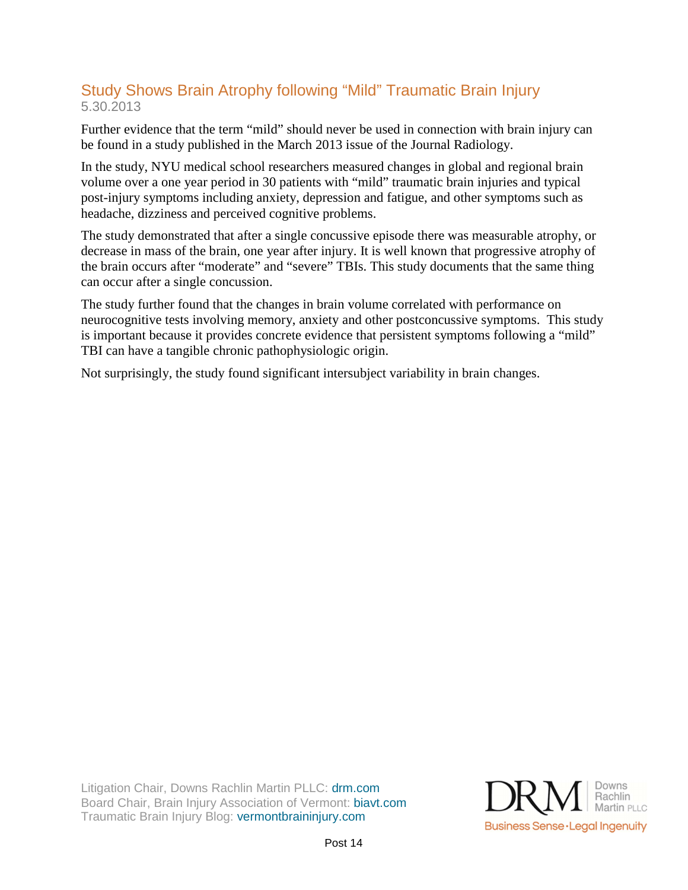## Study Shows Brain Atrophy following "Mild" Traumatic Brain Injury

5.30.2013

Further evidence that the term "mild" should never be used in connection with brain injury can be found in a study published in the March 2013 issue of the Journal Radiology.

In the study, NYU medical school researchers measured changes in global and regional brain volume over a one year period in 30 patients with "mild" traumatic brain injuries and typical post-injury symptoms including anxiety, depression and fatigue, and other symptoms such as headache, dizziness and perceived cognitive problems.

The study demonstrated that after a single concussive episode there was measurable atrophy, or decrease in mass of the brain, one year after injury. It is well known that progressive atrophy of the brain occurs after "moderate" and "severe" TBIs. This study documents that the same thing can occur after a single concussion.

The study further found that the changes in brain volume correlated with performance on neurocognitive tests involving memory, anxiety and other postconcussive symptoms. This study is important because it provides concrete evidence that persistent symptoms following a "mild" TBI can have a tangible chronic pathophysiologic origin.

Not surprisingly, the study found significant intersubject variability in brain changes.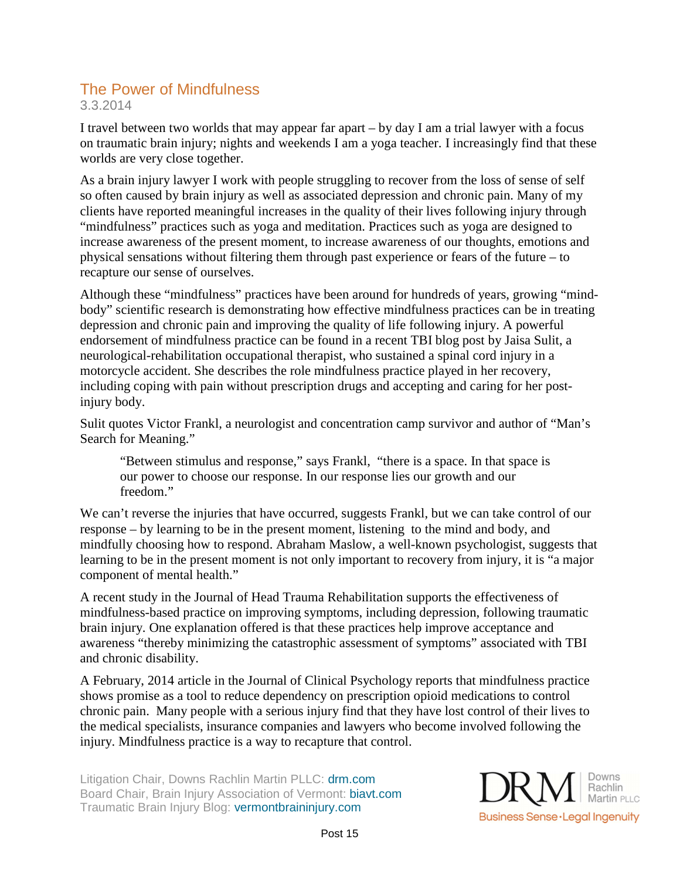## The Power of Mindfulness

3.3.2014

I travel between two worlds that may appear far apart – by day I am a trial lawyer with a focus on traumatic brain injury; nights and weekends I am a yoga teacher. I increasingly find that these worlds are very close together.

As a brain injury lawyer I work with people struggling to recover from the loss of sense of self so often caused by brain injury as well as associated depression and chronic pain. Many of my clients have reported meaningful increases in the quality of their lives following injury through "mindfulness" practices such as yoga and meditation. Practices such as yoga are designed to increase awareness of the present moment, to increase awareness of our thoughts, emotions and physical sensations without filtering them through past experience or fears of the future – to recapture our sense of ourselves.

Although these "mindfulness" practices have been around for hundreds of years, growing "mind-body" scientific research is demonstrating how effective mindfulness practices can be in treating depression and chronic pain and improving the quality of life following injury. A powerful endorsement of mindfulness practice can be found in a recent TBI blog post by Jaisa Sulit, a neurological-rehabilitation occupational therapist, who sustained a spinal cord injury in a motorcycle accident. She describes the role mindfulness practice played in her recovery, including coping with pain without prescription drugs and accepting and caring for her post-injury body.

Sulit quotes Victor Frankl, a neurologist and concentration camp survivor and author of "Man's Search for Meaning."

> "Between stimulus and response," says Frankl, "there is a space. In that space is our power to choose our response. In our response lies our growth and our freedom."

We can't reverse the injuries that have occurred, suggests Frankl, but we can take control of our response – by learning to be in the present moment, listening to the mind and body, and mindfully choosing how to respond. Abraham Maslow, a well-known psychologist, suggests that learning to be in the present moment is not only important to recovery from injury, it is "a major component of mental health."

A recent study in the Journal of Head Trauma Rehabilitation supports the effectiveness of mindfulness-based practice on improving symptoms, including depression, following traumatic brain injury. One explanation offered is that these practices help improve acceptance and awareness "thereby minimizing the catastrophic assessment of symptoms" associated with TBI and chronic disability.

A February, 2014 article in the Journal of Clinical Psychology reports that mindfulness practice shows promise as a tool to reduce dependency on prescription opioid medications to control chronic pain. Many people with a serious injury find that they have lost control of their lives to the medical specialists, insurance companies and lawyers who become involved following the injury. Mindfulness practice is a way to recapture that control.